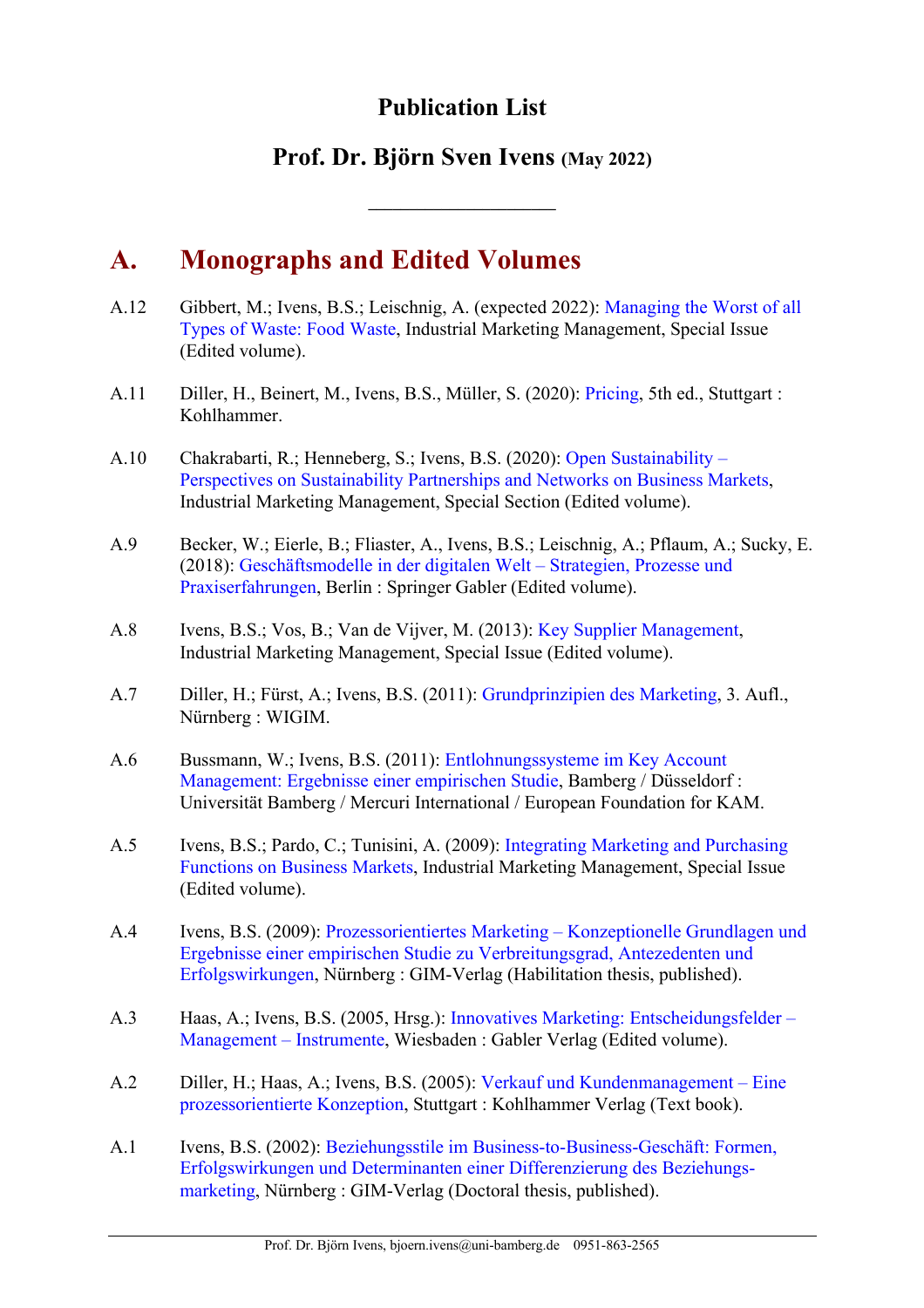# Publication List

## Prof. Dr. Björn Sven Ivens (May 2022)

---

## A. Monographs and Edited Volumes

A.12 Gibbert, M.; Ivens, B.S.; Leischnig, A. (expected 2022): Managing the Worst of all Types of Waste: Food Waste, Industrial Marketing Management, Special Issue (Edited volume).

A.11 Diller, H., Beinert, M., Ivens, B.S., Müller, S. (2020): Pricing, 5th ed., Stuttgart : Kohlhammer.

A.10 Chakrabarti, R.; Henneberg, S.; Ivens, B.S. (2020): Open Sustainability – Perspectives on Sustainability Partnerships and Networks on Business Markets, Industrial Marketing Management, Special Section (Edited volume).

A.9 Becker, W.; Eierle, B.; Fliaster, A., Ivens, B.S.; Leischnig, A.; Pflaum, A.; Sucky, E. (2018): Geschäftsmodelle in der digitalen Welt – Strategien, Prozesse und Praxiserfahrungen, Berlin : Springer Gabler (Edited volume).

A.8 Ivens, B.S.; Vos, B.; Van de Vijver, M. (2013): Key Supplier Management, Industrial Marketing Management, Special Issue (Edited volume).

A.7 Diller, H.; Fürst, A.; Ivens, B.S. (2011): Grundprinzipien des Marketing, 3. Aufl., Nürnberg : WIGIM.

A.6 Bussmann, W.; Ivens, B.S. (2011): Entlohnungssysteme im Key Account Management: Ergebnisse einer empirischen Studie, Bamberg / Düsseldorf : Universität Bamberg / Mercuri International / European Foundation for KAM.

A.5 Ivens, B.S.; Pardo, C.; Tunisini, A. (2009): Integrating Marketing and Purchasing Functions on Business Markets, Industrial Marketing Management, Special Issue (Edited volume).

A.4 Ivens, B.S. (2009): Prozessorientiertes Marketing – Konzeptionelle Grundlagen und Ergebnisse einer empirischen Studie zu Verbreitungsgrad, Antezedenten und Erfolgswirkungen, Nürnberg : GIM-Verlag (Habilitation thesis, published).

A.3 Haas, A.; Ivens, B.S. (2005, Hrsg.): Innovatives Marketing: Entscheidungsfelder – Management – Instrumente, Wiesbaden : Gabler Verlag (Edited volume).

A.2 Diller, H.; Haas, A.; Ivens, B.S. (2005): Verkauf und Kundenmanagement – Eine prozessorientierte Konzeption, Stuttgart : Kohlhammer Verlag (Text book).

A.1 Ivens, B.S. (2002): Beziehungsstile im Business-to-Business-Geschäft: Formen, Erfolgswirkungen und Determinanten einer Differenzierung des Beziehungs-marketing, Nürnberg : GIM-Verlag (Doctoral thesis, published).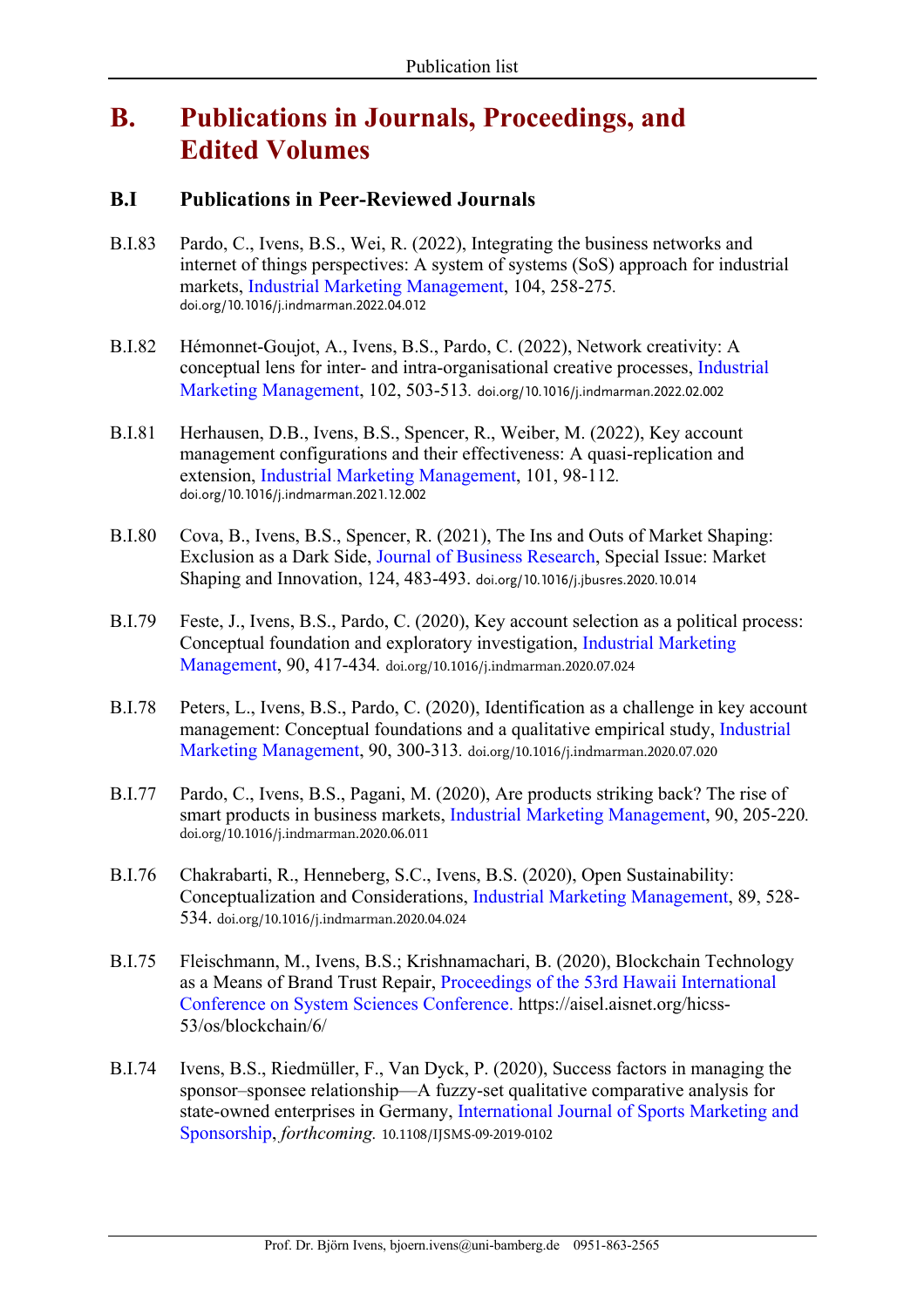# B. Publications in Journals, Proceedings, and Edited Volumes

## B.I Publications in Peer-Reviewed Journals

B.I.83 Pardo, C., Ivens, B.S., Wei, R. (2022), Integrating the business networks and internet of things perspectives: A system of systems (SoS) approach for industrial markets, Industrial Marketing Management, 104, 258-275. doi.org/10.1016/j.indmarman.2022.04.012

B.I.82 Hémonnet-Goujot, A., Ivens, B.S., Pardo, C. (2022), Network creativity: A conceptual lens for inter- and intra-organisational creative processes, Industrial Marketing Management, 102, 503-513. doi.org/10.1016/j.indmarman.2022.02.002

B.I.81 Herhausen, D.B., Ivens, B.S., Spencer, R., Weiber, M. (2022), Key account management configurations and their effectiveness: A quasi-replication and extension, Industrial Marketing Management, 101, 98-112. doi.org/10.1016/j.indmarman.2021.12.002

B.I.80 Cova, B., Ivens, B.S., Spencer, R. (2021), The Ins and Outs of Market Shaping: Exclusion as a Dark Side, Journal of Business Research, Special Issue: Market Shaping and Innovation, 124, 483-493. doi.org/10.1016/j.jbusres.2020.10.014

B.I.79 Feste, J., Ivens, B.S., Pardo, C. (2020), Key account selection as a political process: Conceptual foundation and exploratory investigation, Industrial Marketing Management, 90, 417-434. doi.org/10.1016/j.indmarman.2020.07.024

B.I.78 Peters, L., Ivens, B.S., Pardo, C. (2020), Identification as a challenge in key account management: Conceptual foundations and a qualitative empirical study, Industrial Marketing Management, 90, 300-313. doi.org/10.1016/j.indmarman.2020.07.020

B.I.77 Pardo, C., Ivens, B.S., Pagani, M. (2020), Are products striking back? The rise of smart products in business markets, Industrial Marketing Management, 90, 205-220. doi.org/10.1016/j.indmarman.2020.06.011

B.I.76 Chakrabarti, R., Henneberg, S.C., Ivens, B.S. (2020), Open Sustainability: Conceptualization and Considerations, Industrial Marketing Management, 89, 528-534. doi.org/10.1016/j.indmarman.2020.04.024

B.I.75 Fleischmann, M., Ivens, B.S.; Krishnamachari, B. (2020), Blockchain Technology as a Means of Brand Trust Repair, Proceedings of the 53rd Hawaii International Conference on System Sciences Conference. https://aisel.aisnet.org/hicss-53/os/blockchain/6/

B.I.74 Ivens, B.S., Riedmüller, F., Van Dyck, P. (2020), Success factors in managing the sponsor–sponsee relationship—A fuzzy-set qualitative comparative analysis for state-owned enterprises in Germany, International Journal of Sports Marketing and Sponsorship, *forthcoming.* 10.1108/IJSMS-09-2019-0102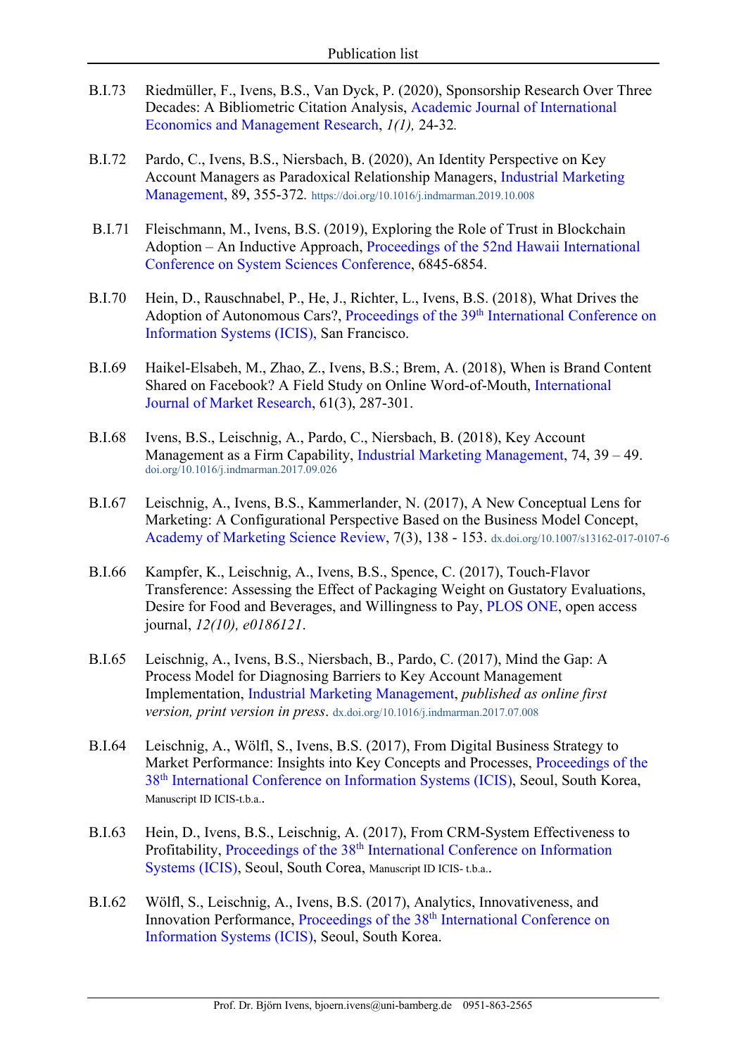B.I.73 Riedmüller, F., Ivens, B.S., Van Dyck, P. (2020), Sponsorship Research Over Three Decades: A Bibliometric Citation Analysis, Academic Journal of International Economics and Management Research, *1(1),* 24-32*.*

B.I.72 Pardo, C., Ivens, B.S., Niersbach, B. (2020), An Identity Perspective on Key Account Managers as Paradoxical Relationship Managers, Industrial Marketing Management, 89, 355-372. https://doi.org/10.1016/j.indmarman.2019.10.008

B.I.71 Fleischmann, M., Ivens, B.S. (2019), Exploring the Role of Trust in Blockchain Adoption – An Inductive Approach, Proceedings of the 52nd Hawaii International Conference on System Sciences Conference, 6845-6854.

B.I.70 Hein, D., Rauschnabel, P., He, J., Richter, L., Ivens, B.S. (2018), What Drives the Adoption of Autonomous Cars?, Proceedings of the 39th International Conference on Information Systems (ICIS), San Francisco.

B.I.69 Haikel-Elsabeh, M., Zhao, Z., Ivens, B.S.; Brem, A. (2018), When is Brand Content Shared on Facebook? A Field Study on Online Word-of-Mouth, International Journal of Market Research, 61(3), 287-301.

B.I.68 Ivens, B.S., Leischnig, A., Pardo, C., Niersbach, B. (2018), Key Account Management as a Firm Capability, Industrial Marketing Management, 74, 39 – 49. doi.org/10.1016/j.indmarman.2017.09.026

B.I.67 Leischnig, A., Ivens, B.S., Kammerlander, N. (2017), A New Conceptual Lens for Marketing: A Configurational Perspective Based on the Business Model Concept, Academy of Marketing Science Review, 7(3), 138 - 153. dx.doi.org/10.1007/s13162-017-0107-6

B.I.66 Kampfer, K., Leischnig, A., Ivens, B.S., Spence, C. (2017), Touch-Flavor Transference: Assessing the Effect of Packaging Weight on Gustatory Evaluations, Desire for Food and Beverages, and Willingness to Pay, PLOS ONE, open access journal, *12(10), e0186121*.

B.I.65 Leischnig, A., Ivens, B.S., Niersbach, B., Pardo, C. (2017), Mind the Gap: A Process Model for Diagnosing Barriers to Key Account Management Implementation, Industrial Marketing Management, *published as online first version, print version in press*. dx.doi.org/10.1016/j.indmarman.2017.07.008

B.I.64 Leischnig, A., Wölfl, S., Ivens, B.S. (2017), From Digital Business Strategy to Market Performance: Insights into Key Concepts and Processes, Proceedings of the 38th International Conference on Information Systems (ICIS), Seoul, South Korea, Manuscript ID ICIS-t.b.a..

B.I.63 Hein, D., Ivens, B.S., Leischnig, A. (2017), From CRM-System Effectiveness to Profitability, Proceedings of the 38th International Conference on Information Systems (ICIS), Seoul, South Corea, Manuscript ID ICIS- t.b.a..

B.I.62 Wölfl, S., Leischnig, A., Ivens, B.S. (2017), Analytics, Innovativeness, and Innovation Performance, Proceedings of the 38th International Conference on Information Systems (ICIS), Seoul, South Korea.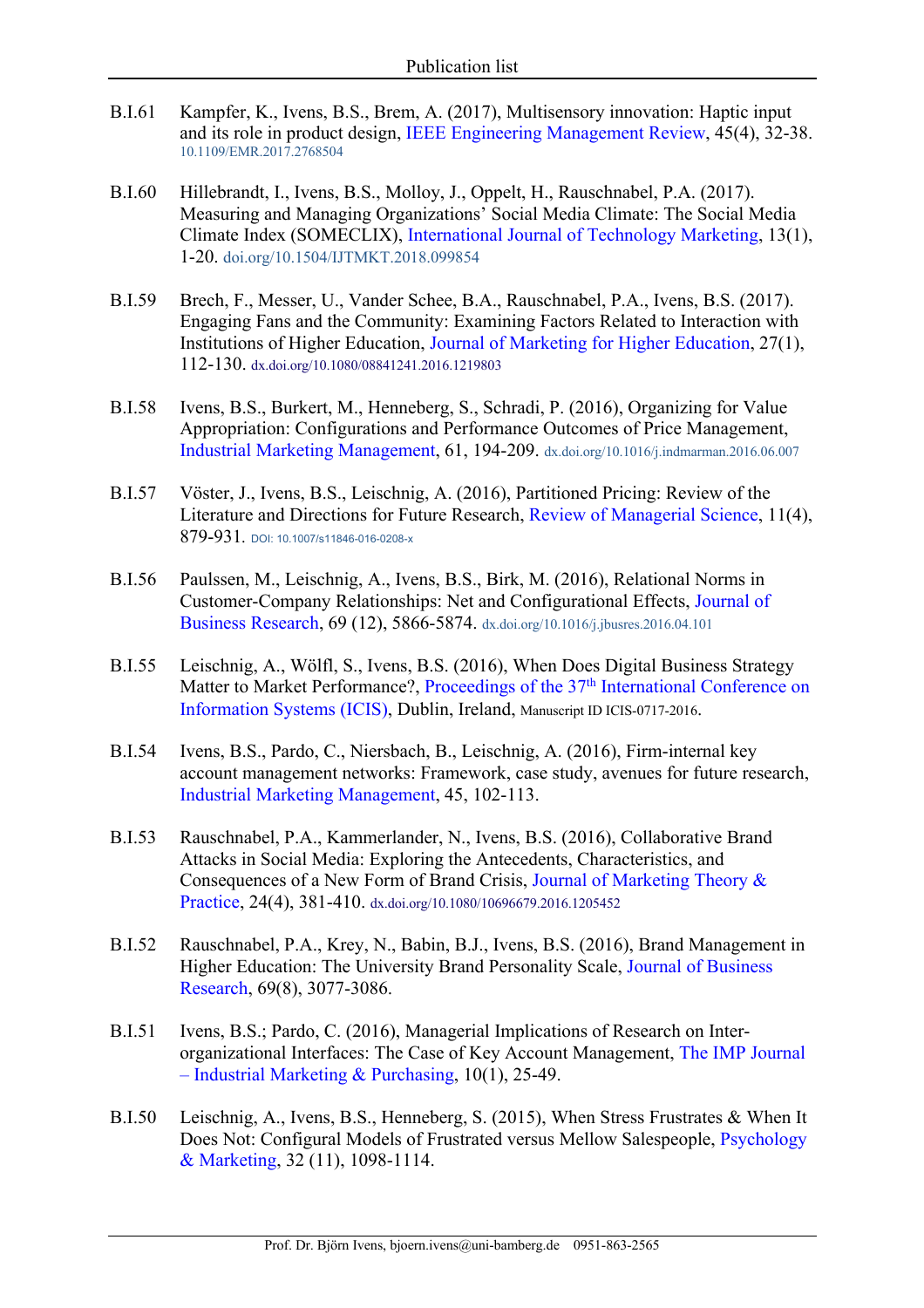B.I.61 Kampfer, K., Ivens, B.S., Brem, A. (2017), Multisensory innovation: Haptic input and its role in product design, IEEE Engineering Management Review, 45(4), 32-38. 10.1109/EMR.2017.2768504

B.I.60 Hillebrandt, I., Ivens, B.S., Molloy, J., Oppelt, H., Rauschnabel, P.A. (2017). Measuring and Managing Organizations' Social Media Climate: The Social Media Climate Index (SOMECLIX), International Journal of Technology Marketing, 13(1), 1-20. doi.org/10.1504/IJTMKT.2018.099854

B.I.59 Brech, F., Messer, U., Vander Schee, B.A., Rauschnabel, P.A., Ivens, B.S. (2017). Engaging Fans and the Community: Examining Factors Related to Interaction with Institutions of Higher Education, Journal of Marketing for Higher Education, 27(1), 112-130. dx.doi.org/10.1080/08841241.2016.1219803

B.I.58 Ivens, B.S., Burkert, M., Henneberg, S., Schradi, P. (2016), Organizing for Value Appropriation: Configurations and Performance Outcomes of Price Management, Industrial Marketing Management, 61, 194-209. dx.doi.org/10.1016/j.indmarman.2016.06.007

B.I.57 Vöster, J., Ivens, B.S., Leischnig, A. (2016), Partitioned Pricing: Review of the Literature and Directions for Future Research, Review of Managerial Science, 11(4), 879-931. DOI: 10.1007/s11846-016-0208-x

B.I.56 Paulssen, M., Leischnig, A., Ivens, B.S., Birk, M. (2016), Relational Norms in Customer-Company Relationships: Net and Configurational Effects, Journal of Business Research, 69 (12), 5866-5874. dx.doi.org/10.1016/j.jbusres.2016.04.101

B.I.55 Leischnig, A., Wölfl, S., Ivens, B.S. (2016), When Does Digital Business Strategy Matter to Market Performance?, Proceedings of the 37th International Conference on Information Systems (ICIS), Dublin, Ireland, Manuscript ID ICIS-0717-2016.

B.I.54 Ivens, B.S., Pardo, C., Niersbach, B., Leischnig, A. (2016), Firm-internal key account management networks: Framework, case study, avenues for future research, Industrial Marketing Management, 45, 102-113.

B.I.53 Rauschnabel, P.A., Kammerlander, N., Ivens, B.S. (2016), Collaborative Brand Attacks in Social Media: Exploring the Antecedents, Characteristics, and Consequences of a New Form of Brand Crisis, Journal of Marketing Theory & Practice, 24(4), 381-410. dx.doi.org/10.1080/10696679.2016.1205452

B.I.52 Rauschnabel, P.A., Krey, N., Babin, B.J., Ivens, B.S. (2016), Brand Management in Higher Education: The University Brand Personality Scale, Journal of Business Research, 69(8), 3077-3086.

B.I.51 Ivens, B.S.; Pardo, C. (2016), Managerial Implications of Research on Inter-organizational Interfaces: The Case of Key Account Management, The IMP Journal – Industrial Marketing & Purchasing, 10(1), 25-49.

B.I.50 Leischnig, A., Ivens, B.S., Henneberg, S. (2015), When Stress Frustrates & When It Does Not: Configural Models of Frustrated versus Mellow Salespeople, Psychology & Marketing, 32 (11), 1098-1114.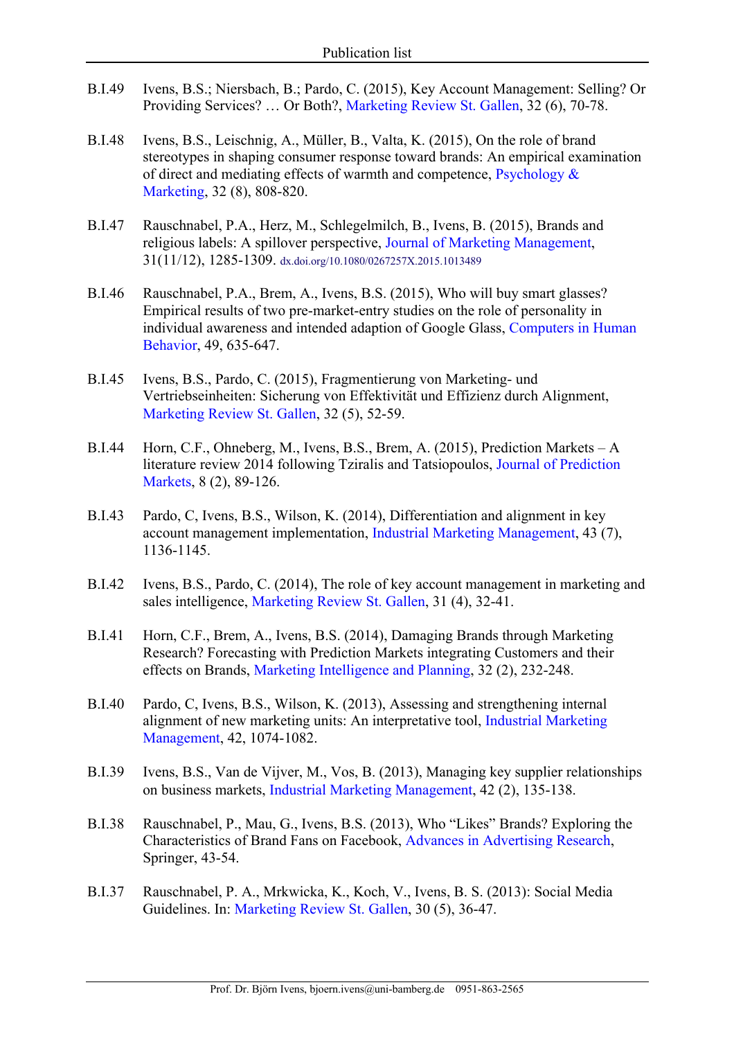B.I.49 Ivens, B.S.; Niersbach, B.; Pardo, C. (2015), Key Account Management: Selling? Or Providing Services? … Or Both?, Marketing Review St. Gallen, 32 (6), 70-78.

B.I.48 Ivens, B.S., Leischnig, A., Müller, B., Valta, K. (2015), On the role of brand stereotypes in shaping consumer response toward brands: An empirical examination of direct and mediating effects of warmth and competence, Psychology & Marketing, 32 (8), 808-820.

B.I.47 Rauschnabel, P.A., Herz, M., Schlegelmilch, B., Ivens, B. (2015), Brands and religious labels: A spillover perspective, Journal of Marketing Management, 31(11/12), 1285-1309. dx.doi.org/10.1080/0267257X.2015.1013489

B.I.46 Rauschnabel, P.A., Brem, A., Ivens, B.S. (2015), Who will buy smart glasses? Empirical results of two pre-market-entry studies on the role of personality in individual awareness and intended adaption of Google Glass, Computers in Human Behavior, 49, 635-647.

B.I.45 Ivens, B.S., Pardo, C. (2015), Fragmentierung von Marketing- und Vertriebseinheiten: Sicherung von Effektivität und Effizienz durch Alignment, Marketing Review St. Gallen, 32 (5), 52-59.

B.I.44 Horn, C.F., Ohneberg, M., Ivens, B.S., Brem, A. (2015), Prediction Markets – A literature review 2014 following Tziralis and Tatsiopoulos, Journal of Prediction Markets, 8 (2), 89-126.

B.I.43 Pardo, C, Ivens, B.S., Wilson, K. (2014), Differentiation and alignment in key account management implementation, Industrial Marketing Management, 43 (7), 1136-1145.

B.I.42 Ivens, B.S., Pardo, C. (2014), The role of key account management in marketing and sales intelligence, Marketing Review St. Gallen, 31 (4), 32-41.

B.I.41 Horn, C.F., Brem, A., Ivens, B.S. (2014), Damaging Brands through Marketing Research? Forecasting with Prediction Markets integrating Customers and their effects on Brands, Marketing Intelligence and Planning, 32 (2), 232-248.

B.I.40 Pardo, C, Ivens, B.S., Wilson, K. (2013), Assessing and strengthening internal alignment of new marketing units: An interpretative tool, Industrial Marketing Management, 42, 1074-1082.

B.I.39 Ivens, B.S., Van de Vijver, M., Vos, B. (2013), Managing key supplier relationships on business markets, Industrial Marketing Management, 42 (2), 135-138.

B.I.38 Rauschnabel, P., Mau, G., Ivens, B.S. (2013), Who "Likes" Brands? Exploring the Characteristics of Brand Fans on Facebook, Advances in Advertising Research, Springer, 43-54.

B.I.37 Rauschnabel, P. A., Mrkwicka, K., Koch, V., Ivens, B. S. (2013): Social Media Guidelines. In: Marketing Review St. Gallen, 30 (5), 36-47.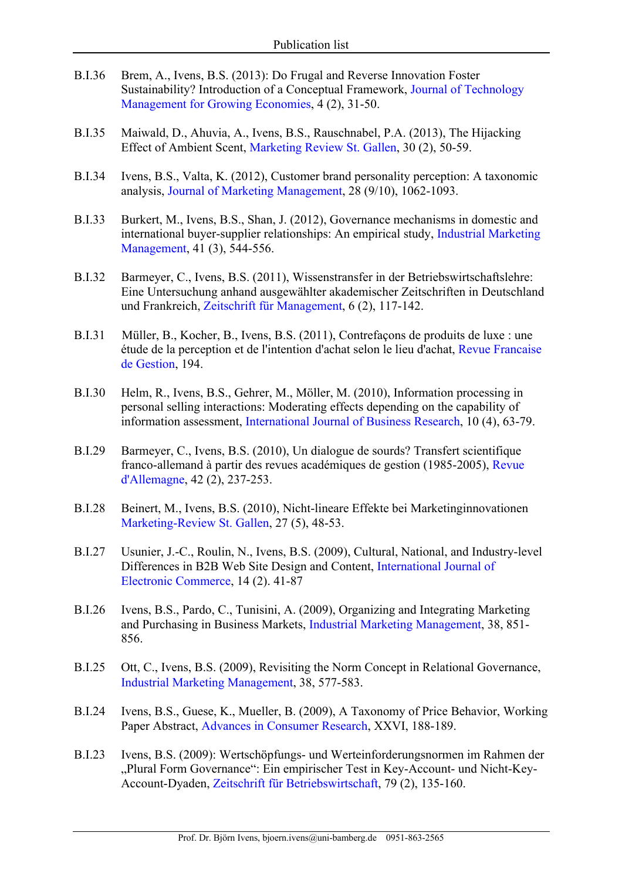B.I.36 Brem, A., Ivens, B.S. (2013): Do Frugal and Reverse Innovation Foster Sustainability? Introduction of a Conceptual Framework, Journal of Technology Management for Growing Economies, 4 (2), 31-50.

B.I.35 Maiwald, D., Ahuvia, A., Ivens, B.S., Rauschnabel, P.A. (2013), The Hijacking Effect of Ambient Scent, Marketing Review St. Gallen, 30 (2), 50-59.

B.I.34 Ivens, B.S., Valta, K. (2012), Customer brand personality perception: A taxonomic analysis, Journal of Marketing Management, 28 (9/10), 1062-1093.

B.I.33 Burkert, M., Ivens, B.S., Shan, J. (2012), Governance mechanisms in domestic and international buyer-supplier relationships: An empirical study, Industrial Marketing Management, 41 (3), 544-556.

B.I.32 Barmeyer, C., Ivens, B.S. (2011), Wissenstransfer in der Betriebswirtschaftslehre: Eine Untersuchung anhand ausgewählter akademischer Zeitschriften in Deutschland und Frankreich, Zeitschrift für Management, 6 (2), 117-142.

B.I.31 Müller, B., Kocher, B., Ivens, B.S. (2011), Contrefaçons de produits de luxe : une étude de la perception et de l'intention d'achat selon le lieu d'achat, Revue Francaise de Gestion, 194.

B.I.30 Helm, R., Ivens, B.S., Gehrer, M., Möller, M. (2010), Information processing in personal selling interactions: Moderating effects depending on the capability of information assessment, International Journal of Business Research, 10 (4), 63-79.

B.I.29 Barmeyer, C., Ivens, B.S. (2010), Un dialogue de sourds? Transfert scientifique franco-allemand à partir des revues académiques de gestion (1985-2005), Revue d'Allemagne, 42 (2), 237-253.

B.I.28 Beinert, M., Ivens, B.S. (2010), Nicht-lineare Effekte bei Marketinginnovationen Marketing-Review St. Gallen, 27 (5), 48-53.

B.I.27 Usunier, J.-C., Roulin, N., Ivens, B.S. (2009), Cultural, National, and Industry-level Differences in B2B Web Site Design and Content, International Journal of Electronic Commerce, 14 (2). 41-87

B.I.26 Ivens, B.S., Pardo, C., Tunisini, A. (2009), Organizing and Integrating Marketing and Purchasing in Business Markets, Industrial Marketing Management, 38, 851-856.

B.I.25 Ott, C., Ivens, B.S. (2009), Revisiting the Norm Concept in Relational Governance, Industrial Marketing Management, 38, 577-583.

B.I.24 Ivens, B.S., Guese, K., Mueller, B. (2009), A Taxonomy of Price Behavior, Working Paper Abstract, Advances in Consumer Research, XXVI, 188-189.

B.I.23 Ivens, B.S. (2009): Wertschöpfungs- und Werteinforderungsnormen im Rahmen der „Plural Form Governance": Ein empirischer Test in Key-Account- und Nicht-Key-Account-Dyaden, Zeitschrift für Betriebswirtschaft, 79 (2), 135-160.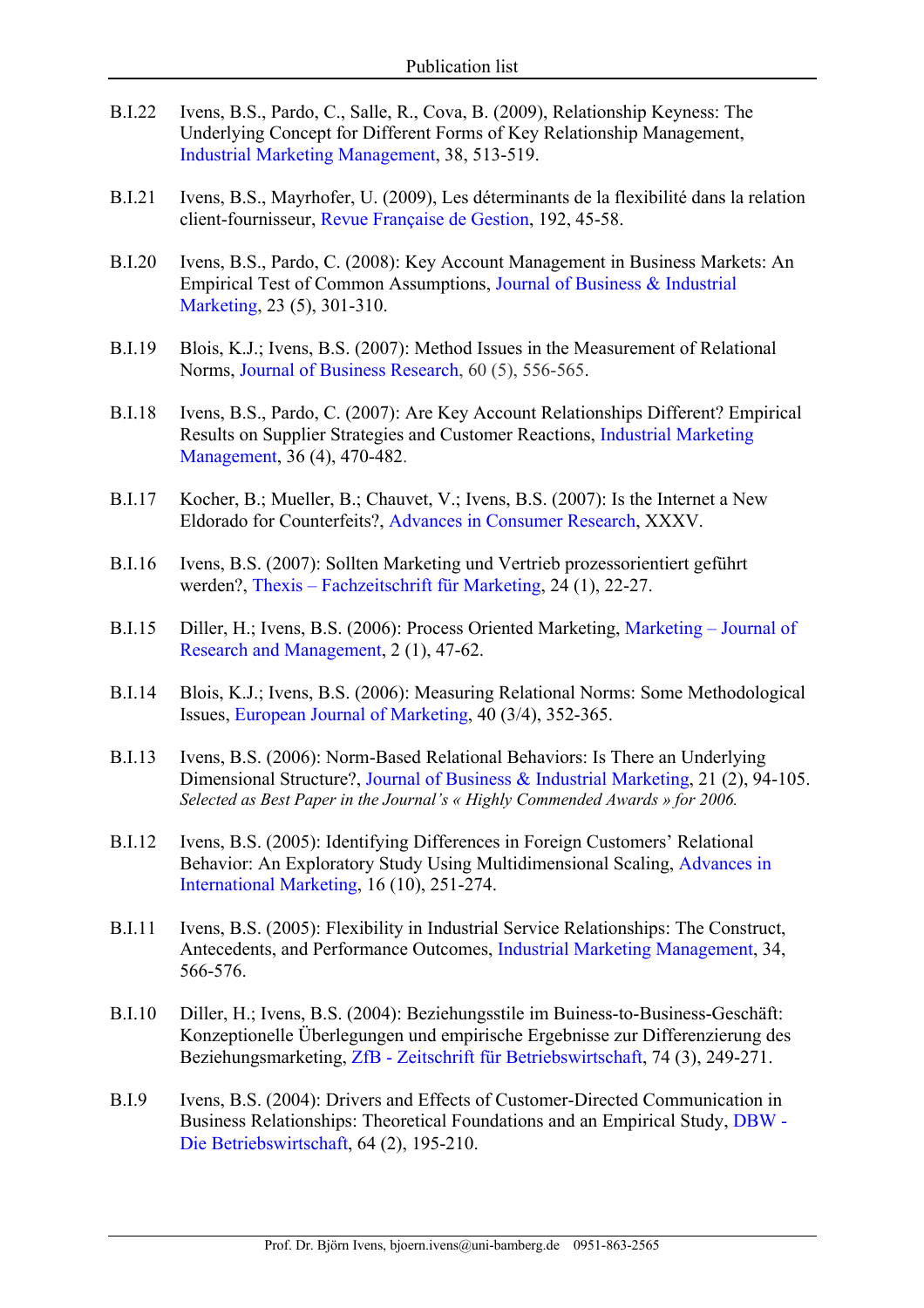B.I.22 Ivens, B.S., Pardo, C., Salle, R., Cova, B. (2009), Relationship Keyness: The Underlying Concept for Different Forms of Key Relationship Management, Industrial Marketing Management, 38, 513-519.

B.I.21 Ivens, B.S., Mayrhofer, U. (2009), Les déterminants de la flexibilité dans la relation client-fournisseur, Revue Française de Gestion, 192, 45-58.

B.I.20 Ivens, B.S., Pardo, C. (2008): Key Account Management in Business Markets: An Empirical Test of Common Assumptions, Journal of Business & Industrial Marketing, 23 (5), 301-310.

B.I.19 Blois, K.J.; Ivens, B.S. (2007): Method Issues in the Measurement of Relational Norms, Journal of Business Research, 60 (5), 556-565.

B.I.18 Ivens, B.S., Pardo, C. (2007): Are Key Account Relationships Different? Empirical Results on Supplier Strategies and Customer Reactions, Industrial Marketing Management, 36 (4), 470-482.

B.I.17 Kocher, B.; Mueller, B.; Chauvet, V.; Ivens, B.S. (2007): Is the Internet a New Eldorado for Counterfeits?, Advances in Consumer Research, XXXV.

B.I.16 Ivens, B.S. (2007): Sollten Marketing und Vertrieb prozessorientiert geführt werden?, Thexis – Fachzeitschrift für Marketing, 24 (1), 22-27.

B.I.15 Diller, H.; Ivens, B.S. (2006): Process Oriented Marketing, Marketing – Journal of Research and Management, 2 (1), 47-62.

B.I.14 Blois, K.J.; Ivens, B.S. (2006): Measuring Relational Norms: Some Methodological Issues, European Journal of Marketing, 40 (3/4), 352-365.

B.I.13 Ivens, B.S. (2006): Norm-Based Relational Behaviors: Is There an Underlying Dimensional Structure?, Journal of Business & Industrial Marketing, 21 (2), 94-105.
*Selected as Best Paper in the Journal's « Highly Commended Awards » for 2006.*

B.I.12 Ivens, B.S. (2005): Identifying Differences in Foreign Customers' Relational Behavior: An Exploratory Study Using Multidimensional Scaling, Advances in International Marketing, 16 (10), 251-274.

B.I.11 Ivens, B.S. (2005): Flexibility in Industrial Service Relationships: The Construct, Antecedents, and Performance Outcomes, Industrial Marketing Management, 34, 566-576.

B.I.10 Diller, H.; Ivens, B.S. (2004): Beziehungsstile im Buiness-to-Business-Geschäft: Konzeptionelle Überlegungen und empirische Ergebnisse zur Differenzierung des Beziehungsmarketing, ZfB - Zeitschrift für Betriebswirtschaft, 74 (3), 249-271.

B.I.9 Ivens, B.S. (2004): Drivers and Effects of Customer-Directed Communication in Business Relationships: Theoretical Foundations and an Empirical Study, DBW - Die Betriebswirtschaft, 64 (2), 195-210.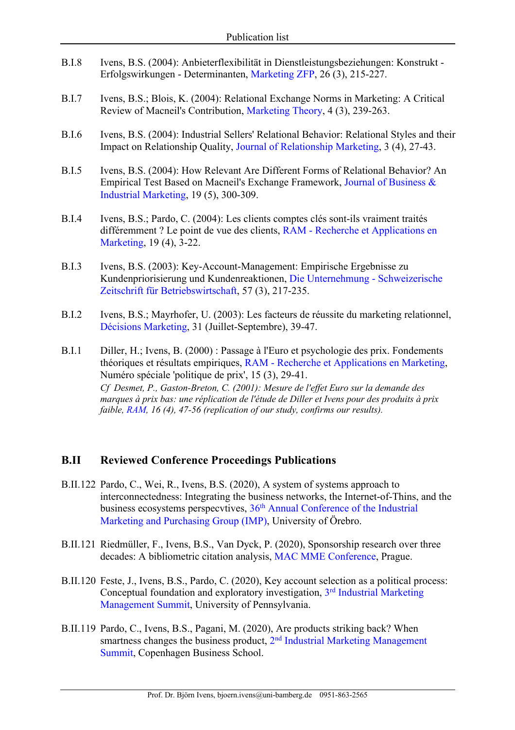B.I.8 Ivens, B.S. (2004): Anbieterflexibilität in Dienstleistungsbeziehungen: Konstrukt - Erfolgswirkungen - Determinanten, Marketing ZFP, 26 (3), 215-227.

B.I.7 Ivens, B.S.; Blois, K. (2004): Relational Exchange Norms in Marketing: A Critical Review of Macneil's Contribution, Marketing Theory, 4 (3), 239-263.

B.I.6 Ivens, B.S. (2004): Industrial Sellers' Relational Behavior: Relational Styles and their Impact on Relationship Quality, Journal of Relationship Marketing, 3 (4), 27-43.

B.I.5 Ivens, B.S. (2004): How Relevant Are Different Forms of Relational Behavior? An Empirical Test Based on Macneil's Exchange Framework, Journal of Business & Industrial Marketing, 19 (5), 300-309.

B.I.4 Ivens, B.S.; Pardo, C. (2004): Les clients comptes clés sont-ils vraiment traités différemment ? Le point de vue des clients, RAM - Recherche et Applications en Marketing, 19 (4), 3-22.

B.I.3 Ivens, B.S. (2003): Key-Account-Management: Empirische Ergebnisse zu Kundenpriorisierung und Kundenreaktionen, Die Unternehmung - Schweizerische Zeitschrift für Betriebswirtschaft, 57 (3), 217-235.

B.I.2 Ivens, B.S.; Mayrhofer, U. (2003): Les facteurs de réussite du marketing relationnel, Décisions Marketing, 31 (Juillet-Septembre), 39-47.

B.I.1 Diller, H.; Ivens, B. (2000) : Passage à l'Euro et psychologie des prix. Fondements théoriques et résultats empiriques, RAM - Recherche et Applications en Marketing, Numéro spéciale 'politique de prix', 15 (3), 29-41.
*Cf Desmet, P., Gaston-Breton, C. (2001): Mesure de l'effet Euro sur la demande des marques à prix bas: une réplication de l'étude de Diller et Ivens pour des produits à prix faible, RAM, 16 (4), 47-56 (replication of our study, confirms our results).*

## B.II Reviewed Conference Proceedings Publications

B.II.122 Pardo, C., Wei, R., Ivens, B.S. (2020), A system of systems approach to interconnectedness: Integrating the business networks, the Internet-of-Thins, and the business ecosystems perspecvtives, 36th Annual Conference of the Industrial Marketing and Purchasing Group (IMP), University of Örebro.

B.II.121 Riedmüller, F., Ivens, B.S., Van Dyck, P. (2020), Sponsorship research over three decades: A bibliometric citation analysis, MAC MME Conference, Prague.

B.II.120 Feste, J., Ivens, B.S., Pardo, C. (2020), Key account selection as a political process: Conceptual foundation and exploratory investigation, 3rd Industrial Marketing Management Summit, University of Pennsylvania.

B.II.119 Pardo, C., Ivens, B.S., Pagani, M. (2020), Are products striking back? When smartness changes the business product, 2nd Industrial Marketing Management Summit, Copenhagen Business School.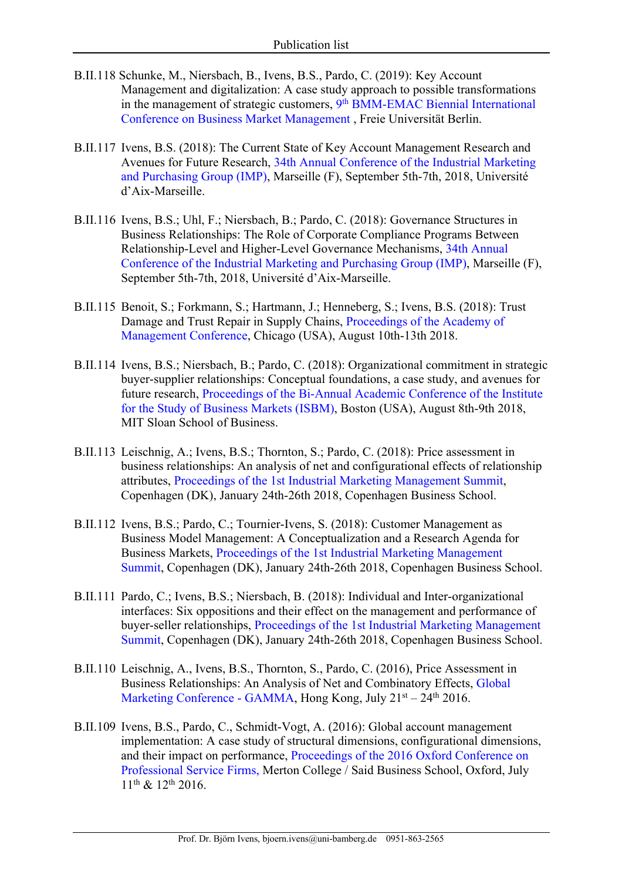B.II.118 Schunke, M., Niersbach, B., Ivens, B.S., Pardo, C. (2019): Key Account Management and digitalization: A case study approach to possible transformations in the management of strategic customers, 9th BMM-EMAC Biennial International Conference on Business Market Management , Freie Universität Berlin.

B.II.117 Ivens, B.S. (2018): The Current State of Key Account Management Research and Avenues for Future Research, 34th Annual Conference of the Industrial Marketing and Purchasing Group (IMP), Marseille (F), September 5th-7th, 2018, Université d'Aix-Marseille.

B.II.116 Ivens, B.S.; Uhl, F.; Niersbach, B.; Pardo, C. (2018): Governance Structures in Business Relationships: The Role of Corporate Compliance Programs Between Relationship-Level and Higher-Level Governance Mechanisms, 34th Annual Conference of the Industrial Marketing and Purchasing Group (IMP), Marseille (F), September 5th-7th, 2018, Université d'Aix-Marseille.

B.II.115 Benoit, S.; Forkmann, S.; Hartmann, J.; Henneberg, S.; Ivens, B.S. (2018): Trust Damage and Trust Repair in Supply Chains, Proceedings of the Academy of Management Conference, Chicago (USA), August 10th-13th 2018.

B.II.114 Ivens, B.S.; Niersbach, B.; Pardo, C. (2018): Organizational commitment in strategic buyer-supplier relationships: Conceptual foundations, a case study, and avenues for future research, Proceedings of the Bi-Annual Academic Conference of the Institute for the Study of Business Markets (ISBM), Boston (USA), August 8th-9th 2018, MIT Sloan School of Business.

B.II.113 Leischnig, A.; Ivens, B.S.; Thornton, S.; Pardo, C. (2018): Price assessment in business relationships: An analysis of net and configurational effects of relationship attributes, Proceedings of the 1st Industrial Marketing Management Summit, Copenhagen (DK), January 24th-26th 2018, Copenhagen Business School.

B.II.112 Ivens, B.S.; Pardo, C.; Tournier-Ivens, S. (2018): Customer Management as Business Model Management: A Conceptualization and a Research Agenda for Business Markets, Proceedings of the 1st Industrial Marketing Management Summit, Copenhagen (DK), January 24th-26th 2018, Copenhagen Business School.

B.II.111 Pardo, C.; Ivens, B.S.; Niersbach, B. (2018): Individual and Inter-organizational interfaces: Six oppositions and their effect on the management and performance of buyer-seller relationships, Proceedings of the 1st Industrial Marketing Management Summit, Copenhagen (DK), January 24th-26th 2018, Copenhagen Business School.

B.II.110 Leischnig, A., Ivens, B.S., Thornton, S., Pardo, C. (2016), Price Assessment in Business Relationships: An Analysis of Net and Combinatory Effects, Global Marketing Conference - GAMMA, Hong Kong, July 21st – 24th 2016.

B.II.109 Ivens, B.S., Pardo, C., Schmidt-Vogt, A. (2016): Global account management implementation: A case study of structural dimensions, configurational dimensions, and their impact on performance, Proceedings of the 2016 Oxford Conference on Professional Service Firms, Merton College / Said Business School, Oxford, July 11th & 12th 2016.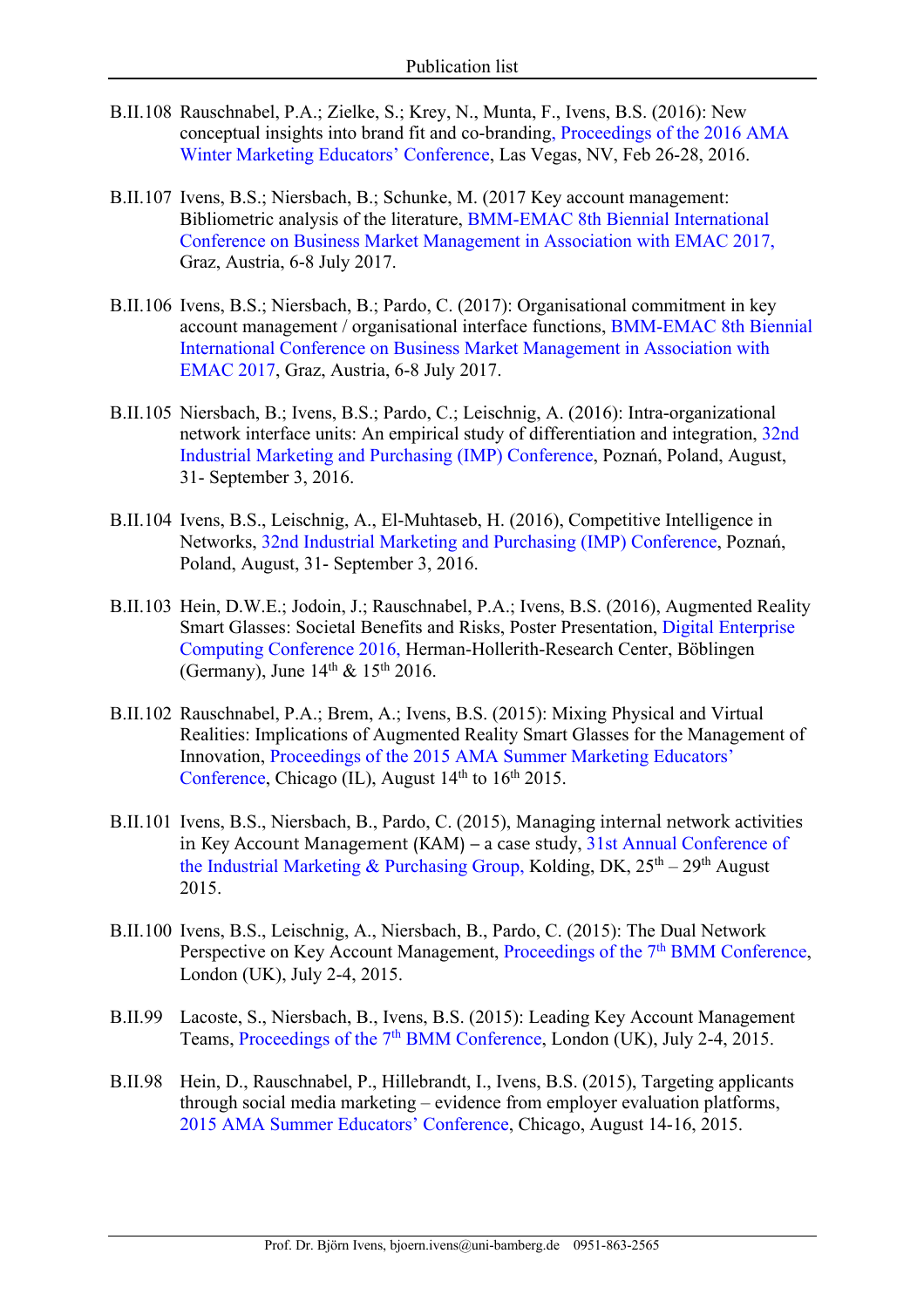B.II.108 Rauschnabel, P.A.; Zielke, S.; Krey, N., Munta, F., Ivens, B.S. (2016): New conceptual insights into brand fit and co-branding, Proceedings of the 2016 AMA Winter Marketing Educators' Conference, Las Vegas, NV, Feb 26-28, 2016.

B.II.107 Ivens, B.S.; Niersbach, B.; Schunke, M. (2017 Key account management: Bibliometric analysis of the literature, BMM-EMAC 8th Biennial International Conference on Business Market Management in Association with EMAC 2017, Graz, Austria, 6-8 July 2017.

B.II.106 Ivens, B.S.; Niersbach, B.; Pardo, C. (2017): Organisational commitment in key account management / organisational interface functions, BMM-EMAC 8th Biennial International Conference on Business Market Management in Association with EMAC 2017, Graz, Austria, 6-8 July 2017.

B.II.105 Niersbach, B.; Ivens, B.S.; Pardo, C.; Leischnig, A. (2016): Intra-organizational network interface units: An empirical study of differentiation and integration, 32nd Industrial Marketing and Purchasing (IMP) Conference, Poznań, Poland, August, 31- September 3, 2016.

B.II.104 Ivens, B.S., Leischnig, A., El-Muhtaseb, H. (2016), Competitive Intelligence in Networks, 32nd Industrial Marketing and Purchasing (IMP) Conference, Poznań, Poland, August, 31- September 3, 2016.

B.II.103 Hein, D.W.E.; Jodoin, J.; Rauschnabel, P.A.; Ivens, B.S. (2016), Augmented Reality Smart Glasses: Societal Benefits and Risks, Poster Presentation, Digital Enterprise Computing Conference 2016, Herman-Hollerith-Research Center, Böblingen (Germany), June 14th & 15th 2016.

B.II.102 Rauschnabel, P.A.; Brem, A.; Ivens, B.S. (2015): Mixing Physical and Virtual Realities: Implications of Augmented Reality Smart Glasses for the Management of Innovation, Proceedings of the 2015 AMA Summer Marketing Educators' Conference, Chicago (IL), August 14th to 16th 2015.

B.II.101 Ivens, B.S., Niersbach, B., Pardo, C. (2015), Managing internal network activities in Key Account Management (KAM) – a case study, 31st Annual Conference of the Industrial Marketing & Purchasing Group, Kolding, DK, 25th – 29th August 2015.

B.II.100 Ivens, B.S., Leischnig, A., Niersbach, B., Pardo, C. (2015): The Dual Network Perspective on Key Account Management, Proceedings of the 7th BMM Conference, London (UK), July 2-4, 2015.

B.II.99 Lacoste, S., Niersbach, B., Ivens, B.S. (2015): Leading Key Account Management Teams, Proceedings of the 7th BMM Conference, London (UK), July 2-4, 2015.

B.II.98 Hein, D., Rauschnabel, P., Hillebrandt, I., Ivens, B.S. (2015), Targeting applicants through social media marketing – evidence from employer evaluation platforms, 2015 AMA Summer Educators' Conference, Chicago, August 14-16, 2015.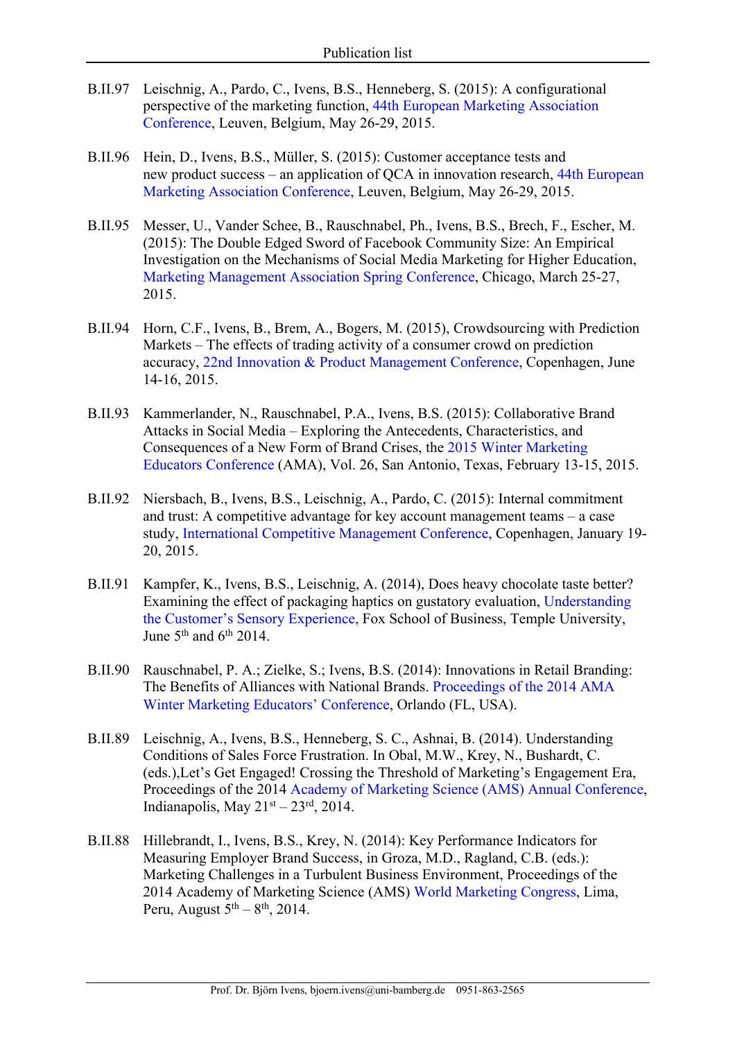B.II.97 Leischnig, A., Pardo, C., Ivens, B.S., Henneberg, S. (2015): A configurational perspective of the marketing function, 44th European Marketing Association Conference, Leuven, Belgium, May 26-29, 2015.

B.II.96 Hein, D., Ivens, B.S., Müller, S. (2015): Customer acceptance tests and new product success – an application of QCA in innovation research, 44th European Marketing Association Conference, Leuven, Belgium, May 26-29, 2015.

B.II.95 Messer, U., Vander Schee, B., Rauschnabel, Ph., Ivens, B.S., Brech, F., Escher, M. (2015): The Double Edged Sword of Facebook Community Size: An Empirical Investigation on the Mechanisms of Social Media Marketing for Higher Education, Marketing Management Association Spring Conference, Chicago, March 25-27, 2015.

B.II.94 Horn, C.F., Ivens, B., Brem, A., Bogers, M. (2015), Crowdsourcing with Prediction Markets – The effects of trading activity of a consumer crowd on prediction accuracy, 22nd Innovation & Product Management Conference, Copenhagen, June 14-16, 2015.

B.II.93 Kammerlander, N., Rauschnabel, P.A., Ivens, B.S. (2015): Collaborative Brand Attacks in Social Media – Exploring the Antecedents, Characteristics, and Consequences of a New Form of Brand Crises, the 2015 Winter Marketing Educators Conference (AMA), Vol. 26, San Antonio, Texas, February 13-15, 2015.

B.II.92 Niersbach, B., Ivens, B.S., Leischnig, A., Pardo, C. (2015): Internal commitment and trust: A competitive advantage for key account management teams – a case study, International Competitive Management Conference, Copenhagen, January 19-20, 2015.

B.II.91 Kampfer, K., Ivens, B.S., Leischnig, A. (2014), Does heavy chocolate taste better? Examining the effect of packaging haptics on gustatory evaluation, Understanding the Customer's Sensory Experience, Fox School of Business, Temple University, June 5th and 6th 2014.

B.II.90 Rauschnabel, P. A.; Zielke, S.; Ivens, B.S. (2014): Innovations in Retail Branding: The Benefits of Alliances with National Brands. Proceedings of the 2014 AMA Winter Marketing Educators' Conference, Orlando (FL, USA).

B.II.89 Leischnig, A., Ivens, B.S., Henneberg, S. C., Ashnai, B. (2014). Understanding Conditions of Sales Force Frustration. In Obal, M.W., Krey, N., Bushardt, C. (eds.),Let's Get Engaged! Crossing the Threshold of Marketing's Engagement Era, Proceedings of the 2014 Academy of Marketing Science (AMS) Annual Conference, Indianapolis, May 21st – 23rd, 2014.

B.II.88 Hillebrandt, I., Ivens, B.S., Krey, N. (2014): Key Performance Indicators for Measuring Employer Brand Success, in Groza, M.D., Ragland, C.B. (eds.): Marketing Challenges in a Turbulent Business Environment, Proceedings of the 2014 Academy of Marketing Science (AMS) World Marketing Congress, Lima, Peru, August 5th – 8th, 2014.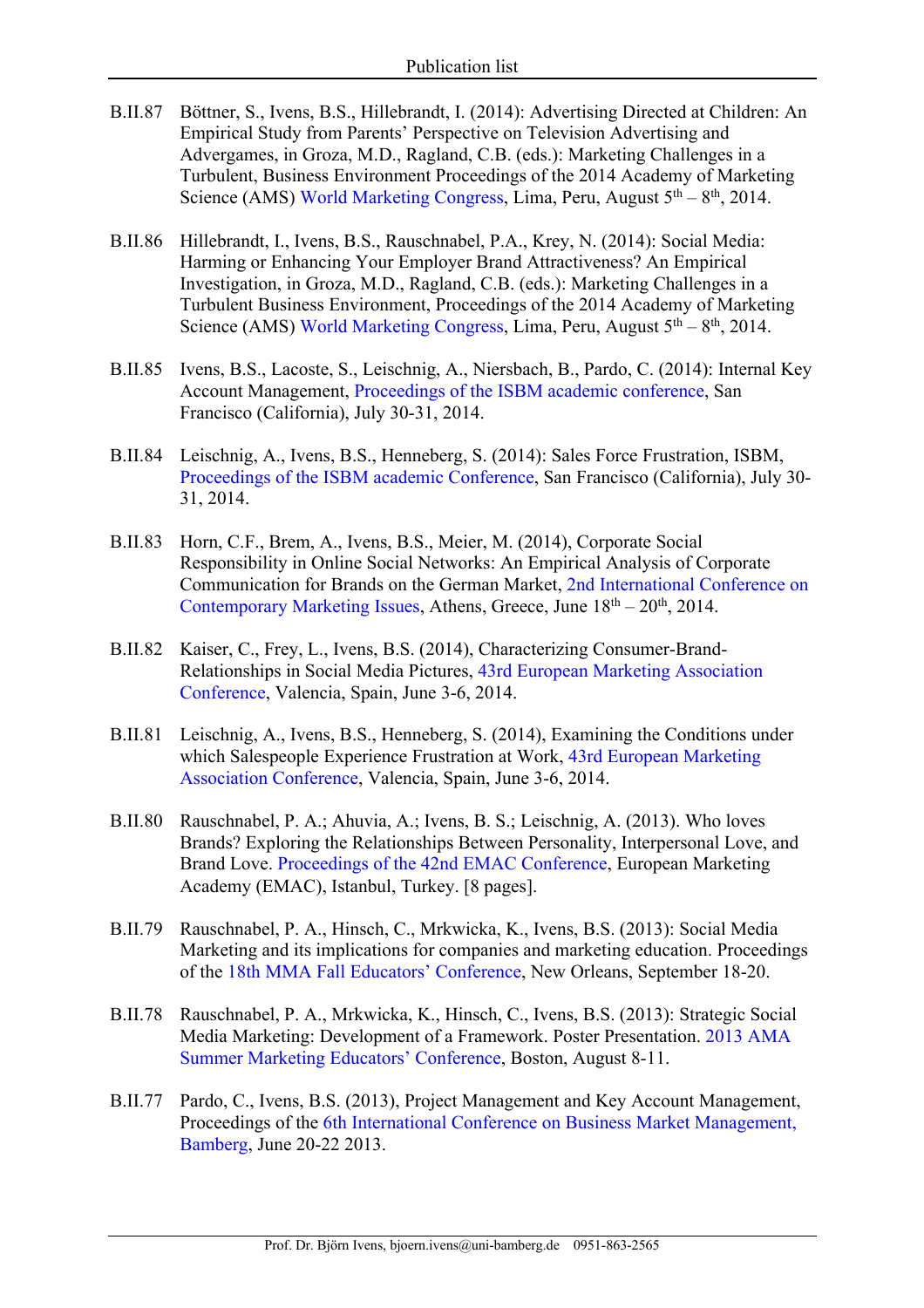B.II.87 Böttner, S., Ivens, B.S., Hillebrandt, I. (2014): Advertising Directed at Children: An Empirical Study from Parents' Perspective on Television Advertising and Advergames, in Groza, M.D., Ragland, C.B. (eds.): Marketing Challenges in a Turbulent, Business Environment Proceedings of the 2014 Academy of Marketing Science (AMS) World Marketing Congress, Lima, Peru, August 5th – 8th, 2014.

B.II.86 Hillebrandt, I., Ivens, B.S., Rauschnabel, P.A., Krey, N. (2014): Social Media: Harming or Enhancing Your Employer Brand Attractiveness? An Empirical Investigation, in Groza, M.D., Ragland, C.B. (eds.): Marketing Challenges in a Turbulent Business Environment, Proceedings of the 2014 Academy of Marketing Science (AMS) World Marketing Congress, Lima, Peru, August 5th – 8th, 2014.

B.II.85 Ivens, B.S., Lacoste, S., Leischnig, A., Niersbach, B., Pardo, C. (2014): Internal Key Account Management, Proceedings of the ISBM academic conference, San Francisco (California), July 30-31, 2014.

B.II.84 Leischnig, A., Ivens, B.S., Henneberg, S. (2014): Sales Force Frustration, ISBM, Proceedings of the ISBM academic Conference, San Francisco (California), July 30-31, 2014.

B.II.83 Horn, C.F., Brem, A., Ivens, B.S., Meier, M. (2014), Corporate Social Responsibility in Online Social Networks: An Empirical Analysis of Corporate Communication for Brands on the German Market, 2nd International Conference on Contemporary Marketing Issues, Athens, Greece, June 18th – 20th, 2014.

B.II.82 Kaiser, C., Frey, L., Ivens, B.S. (2014), Characterizing Consumer-Brand-Relationships in Social Media Pictures, 43rd European Marketing Association Conference, Valencia, Spain, June 3-6, 2014.

B.II.81 Leischnig, A., Ivens, B.S., Henneberg, S. (2014), Examining the Conditions under which Salespeople Experience Frustration at Work, 43rd European Marketing Association Conference, Valencia, Spain, June 3-6, 2014.

B.II.80 Rauschnabel, P. A.; Ahuvia, A.; Ivens, B. S.; Leischnig, A. (2013). Who loves Brands? Exploring the Relationships Between Personality, Interpersonal Love, and Brand Love. Proceedings of the 42nd EMAC Conference, European Marketing Academy (EMAC), Istanbul, Turkey. [8 pages].

B.II.79 Rauschnabel, P. A., Hinsch, C., Mrkwicka, K., Ivens, B.S. (2013): Social Media Marketing and its implications for companies and marketing education. Proceedings of the 18th MMA Fall Educators' Conference, New Orleans, September 18-20.

B.II.78 Rauschnabel, P. A., Mrkwicka, K., Hinsch, C., Ivens, B.S. (2013): Strategic Social Media Marketing: Development of a Framework. Poster Presentation. 2013 AMA Summer Marketing Educators' Conference, Boston, August 8-11.

B.II.77 Pardo, C., Ivens, B.S. (2013), Project Management and Key Account Management, Proceedings of the 6th International Conference on Business Market Management, Bamberg, June 20-22 2013.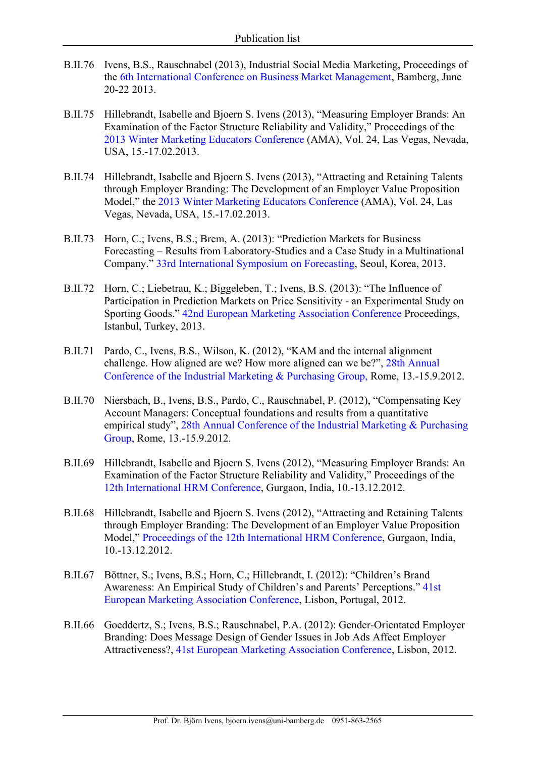B.II.76 Ivens, B.S., Rauschnabel (2013), Industrial Social Media Marketing, Proceedings of the 6th International Conference on Business Market Management, Bamberg, June 20-22 2013.

B.II.75 Hillebrandt, Isabelle and Bjoern S. Ivens (2013), "Measuring Employer Brands: An Examination of the Factor Structure Reliability and Validity," Proceedings of the 2013 Winter Marketing Educators Conference (AMA), Vol. 24, Las Vegas, Nevada, USA, 15.-17.02.2013.

B.II.74 Hillebrandt, Isabelle and Bjoern S. Ivens (2013), "Attracting and Retaining Talents through Employer Branding: The Development of an Employer Value Proposition Model," the 2013 Winter Marketing Educators Conference (AMA), Vol. 24, Las Vegas, Nevada, USA, 15.-17.02.2013.

B.II.73 Horn, C.; Ivens, B.S.; Brem, A. (2013): "Prediction Markets for Business Forecasting – Results from Laboratory-Studies and a Case Study in a Multinational Company." 33rd International Symposium on Forecasting, Seoul, Korea, 2013.

B.II.72 Horn, C.; Liebetrau, K.; Biggeleben, T.; Ivens, B.S. (2013): "The Influence of Participation in Prediction Markets on Price Sensitivity - an Experimental Study on Sporting Goods." 42nd European Marketing Association Conference Proceedings, Istanbul, Turkey, 2013.

B.II.71 Pardo, C., Ivens, B.S., Wilson, K. (2012), "KAM and the internal alignment challenge. How aligned are we? How more aligned can we be?", 28th Annual Conference of the Industrial Marketing & Purchasing Group, Rome, 13.-15.9.2012.

B.II.70 Niersbach, B., Ivens, B.S., Pardo, C., Rauschnabel, P. (2012), "Compensating Key Account Managers: Conceptual foundations and results from a quantitative empirical study", 28th Annual Conference of the Industrial Marketing & Purchasing Group, Rome, 13.-15.9.2012.

B.II.69 Hillebrandt, Isabelle and Bjoern S. Ivens (2012), "Measuring Employer Brands: An Examination of the Factor Structure Reliability and Validity," Proceedings of the 12th International HRM Conference, Gurgaon, India, 10.-13.12.2012.

B.II.68 Hillebrandt, Isabelle and Bjoern S. Ivens (2012), "Attracting and Retaining Talents through Employer Branding: The Development of an Employer Value Proposition Model," Proceedings of the 12th International HRM Conference, Gurgaon, India, 10.-13.12.2012.

B.II.67 Böttner, S.; Ivens, B.S.; Horn, C.; Hillebrandt, I. (2012): "Children's Brand Awareness: An Empirical Study of Children's and Parents' Perceptions." 41st European Marketing Association Conference, Lisbon, Portugal, 2012.

B.II.66 Goeddertz, S.; Ivens, B.S.; Rauschnabel, P.A. (2012): Gender-Orientated Employer Branding: Does Message Design of Gender Issues in Job Ads Affect Employer Attractiveness?, 41st European Marketing Association Conference, Lisbon, 2012.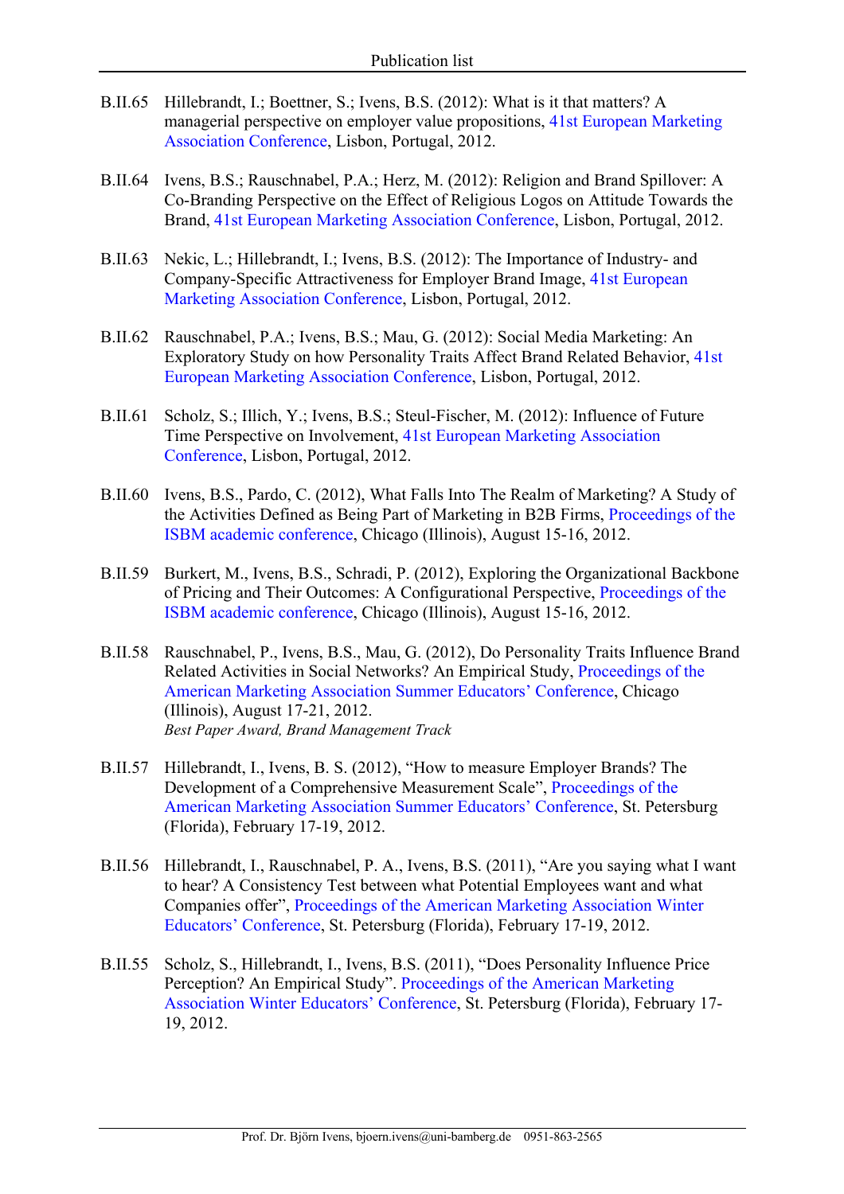B.II.65 Hillebrandt, I.; Boettner, S.; Ivens, B.S. (2012): What is it that matters? A managerial perspective on employer value propositions, 41st European Marketing Association Conference, Lisbon, Portugal, 2012.

B.II.64 Ivens, B.S.; Rauschnabel, P.A.; Herz, M. (2012): Religion and Brand Spillover: A Co-Branding Perspective on the Effect of Religious Logos on Attitude Towards the Brand, 41st European Marketing Association Conference, Lisbon, Portugal, 2012.

B.II.63 Nekic, L.; Hillebrandt, I.; Ivens, B.S. (2012): The Importance of Industry- and Company-Specific Attractiveness for Employer Brand Image, 41st European Marketing Association Conference, Lisbon, Portugal, 2012.

B.II.62 Rauschnabel, P.A.; Ivens, B.S.; Mau, G. (2012): Social Media Marketing: An Exploratory Study on how Personality Traits Affect Brand Related Behavior, 41st European Marketing Association Conference, Lisbon, Portugal, 2012.

B.II.61 Scholz, S.; Illich, Y.; Ivens, B.S.; Steul-Fischer, M. (2012): Influence of Future Time Perspective on Involvement, 41st European Marketing Association Conference, Lisbon, Portugal, 2012.

B.II.60 Ivens, B.S., Pardo, C. (2012), What Falls Into The Realm of Marketing? A Study of the Activities Defined as Being Part of Marketing in B2B Firms, Proceedings of the ISBM academic conference, Chicago (Illinois), August 15-16, 2012.

B.II.59 Burkert, M., Ivens, B.S., Schradi, P. (2012), Exploring the Organizational Backbone of Pricing and Their Outcomes: A Configurational Perspective, Proceedings of the ISBM academic conference, Chicago (Illinois), August 15-16, 2012.

B.II.58 Rauschnabel, P., Ivens, B.S., Mau, G. (2012), Do Personality Traits Influence Brand Related Activities in Social Networks? An Empirical Study, Proceedings of the American Marketing Association Summer Educators' Conference, Chicago (Illinois), August 17-21, 2012.
*Best Paper Award, Brand Management Track*

B.II.57 Hillebrandt, I., Ivens, B. S. (2012), "How to measure Employer Brands? The Development of a Comprehensive Measurement Scale", Proceedings of the American Marketing Association Summer Educators' Conference, St. Petersburg (Florida), February 17-19, 2012.

B.II.56 Hillebrandt, I., Rauschnabel, P. A., Ivens, B.S. (2011), "Are you saying what I want to hear? A Consistency Test between what Potential Employees want and what Companies offer", Proceedings of the American Marketing Association Winter Educators' Conference, St. Petersburg (Florida), February 17-19, 2012.

B.II.55 Scholz, S., Hillebrandt, I., Ivens, B.S. (2011), "Does Personality Influence Price Perception? An Empirical Study". Proceedings of the American Marketing Association Winter Educators' Conference, St. Petersburg (Florida), February 17-19, 2012.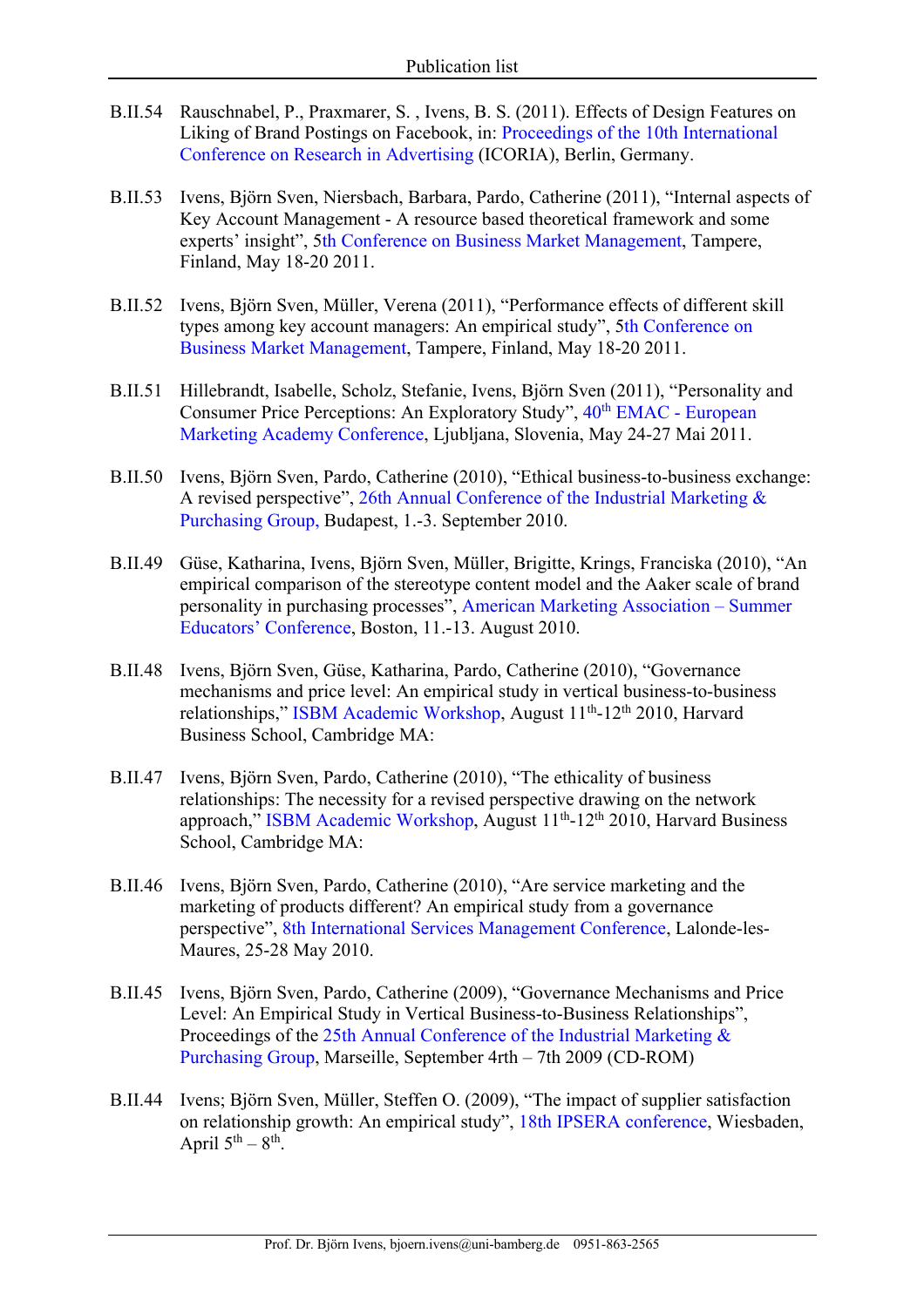B.II.54 Rauschnabel, P., Praxmarer, S. , Ivens, B. S. (2011). Effects of Design Features on Liking of Brand Postings on Facebook, in: Proceedings of the 10th International Conference on Research in Advertising (ICORIA), Berlin, Germany.

B.II.53 Ivens, Björn Sven, Niersbach, Barbara, Pardo, Catherine (2011), "Internal aspects of Key Account Management - A resource based theoretical framework and some experts' insight", 5th Conference on Business Market Management, Tampere, Finland, May 18-20 2011.

B.II.52 Ivens, Björn Sven, Müller, Verena (2011), "Performance effects of different skill types among key account managers: An empirical study", 5th Conference on Business Market Management, Tampere, Finland, May 18-20 2011.

B.II.51 Hillebrandt, Isabelle, Scholz, Stefanie, Ivens, Björn Sven (2011), "Personality and Consumer Price Perceptions: An Exploratory Study", 40th EMAC - European Marketing Academy Conference, Ljubljana, Slovenia, May 24-27 Mai 2011.

B.II.50 Ivens, Björn Sven, Pardo, Catherine (2010), "Ethical business-to-business exchange: A revised perspective", 26th Annual Conference of the Industrial Marketing & Purchasing Group, Budapest, 1.-3. September 2010.

B.II.49 Güse, Katharina, Ivens, Björn Sven, Müller, Brigitte, Krings, Franciska (2010), "An empirical comparison of the stereotype content model and the Aaker scale of brand personality in purchasing processes", American Marketing Association – Summer Educators' Conference, Boston, 11.-13. August 2010.

B.II.48 Ivens, Björn Sven, Güse, Katharina, Pardo, Catherine (2010), "Governance mechanisms and price level: An empirical study in vertical business-to-business relationships," ISBM Academic Workshop, August 11th-12th 2010, Harvard Business School, Cambridge MA:

B.II.47 Ivens, Björn Sven, Pardo, Catherine (2010), "The ethicality of business relationships: The necessity for a revised perspective drawing on the network approach," ISBM Academic Workshop, August 11th-12th 2010, Harvard Business School, Cambridge MA:

B.II.46 Ivens, Björn Sven, Pardo, Catherine (2010), "Are service marketing and the marketing of products different? An empirical study from a governance perspective", 8th International Services Management Conference, Lalonde-les-Maures, 25-28 May 2010.

B.II.45 Ivens, Björn Sven, Pardo, Catherine (2009), "Governance Mechanisms and Price Level: An Empirical Study in Vertical Business-to-Business Relationships", Proceedings of the 25th Annual Conference of the Industrial Marketing & Purchasing Group, Marseille, September 4rth – 7th 2009 (CD-ROM)

B.II.44 Ivens; Björn Sven, Müller, Steffen O. (2009), "The impact of supplier satisfaction on relationship growth: An empirical study", 18th IPSERA conference, Wiesbaden, April 5th – 8th.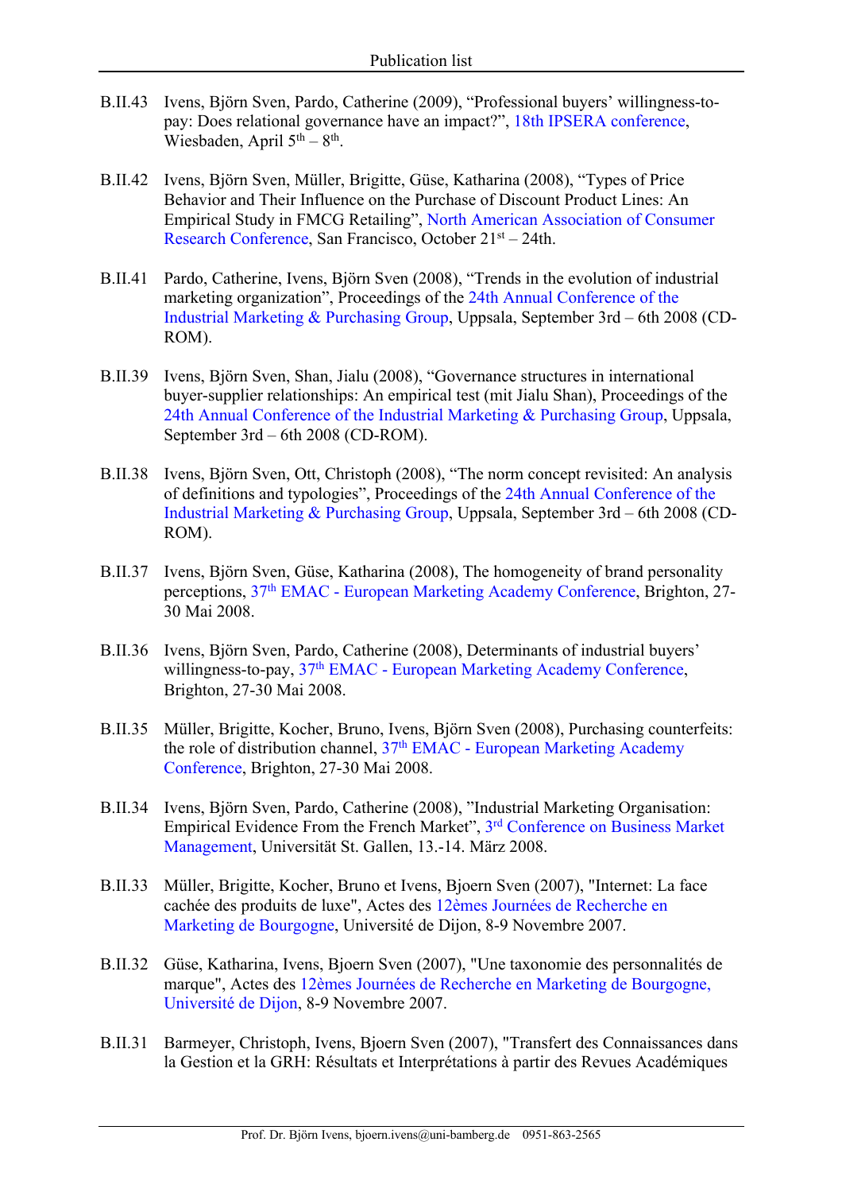B.II.43 Ivens, Björn Sven, Pardo, Catherine (2009), “Professional buyers’ willingness-to-pay: Does relational governance have an impact?”, 18th IPSERA conference, Wiesbaden, April 5th – 8th.

B.II.42 Ivens, Björn Sven, Müller, Brigitte, Güse, Katharina (2008), “Types of Price Behavior and Their Influence on the Purchase of Discount Product Lines: An Empirical Study in FMCG Retailing”, North American Association of Consumer Research Conference, San Francisco, October 21st – 24th.

B.II.41 Pardo, Catherine, Ivens, Björn Sven (2008), “Trends in the evolution of industrial marketing organization”, Proceedings of the 24th Annual Conference of the Industrial Marketing & Purchasing Group, Uppsala, September 3rd – 6th 2008 (CD-ROM).

B.II.39 Ivens, Björn Sven, Shan, Jialu (2008), “Governance structures in international buyer-supplier relationships: An empirical test (mit Jialu Shan), Proceedings of the 24th Annual Conference of the Industrial Marketing & Purchasing Group, Uppsala, September 3rd – 6th 2008 (CD-ROM).

B.II.38 Ivens, Björn Sven, Ott, Christoph (2008), “The norm concept revisited: An analysis of definitions and typologies”, Proceedings of the 24th Annual Conference of the Industrial Marketing & Purchasing Group, Uppsala, September 3rd – 6th 2008 (CD-ROM).

B.II.37 Ivens, Björn Sven, Güse, Katharina (2008), The homogeneity of brand personality perceptions, 37th EMAC - European Marketing Academy Conference, Brighton, 27-30 Mai 2008.

B.II.36 Ivens, Björn Sven, Pardo, Catherine (2008), Determinants of industrial buyers’ willingness-to-pay, 37th EMAC - European Marketing Academy Conference, Brighton, 27-30 Mai 2008.

B.II.35 Müller, Brigitte, Kocher, Bruno, Ivens, Björn Sven (2008), Purchasing counterfeits: the role of distribution channel, 37th EMAC - European Marketing Academy Conference, Brighton, 27-30 Mai 2008.

B.II.34 Ivens, Björn Sven, Pardo, Catherine (2008), ”Industrial Marketing Organisation: Empirical Evidence From the French Market”, 3rd Conference on Business Market Management, Universität St. Gallen, 13.-14. März 2008.

B.II.33 Müller, Brigitte, Kocher, Bruno et Ivens, Bjoern Sven (2007), "Internet: La face cachée des produits de luxe", Actes des 12èmes Journées de Recherche en Marketing de Bourgogne, Université de Dijon, 8-9 Novembre 2007.

B.II.32 Güse, Katharina, Ivens, Bjoern Sven (2007), "Une taxonomie des personnalités de marque", Actes des 12èmes Journées de Recherche en Marketing de Bourgogne, Université de Dijon, 8-9 Novembre 2007.

B.II.31 Barmeyer, Christoph, Ivens, Bjoern Sven (2007), "Transfert des Connaissances dans la Gestion et la GRH: Résultats et Interprétations à partir des Revues Académiques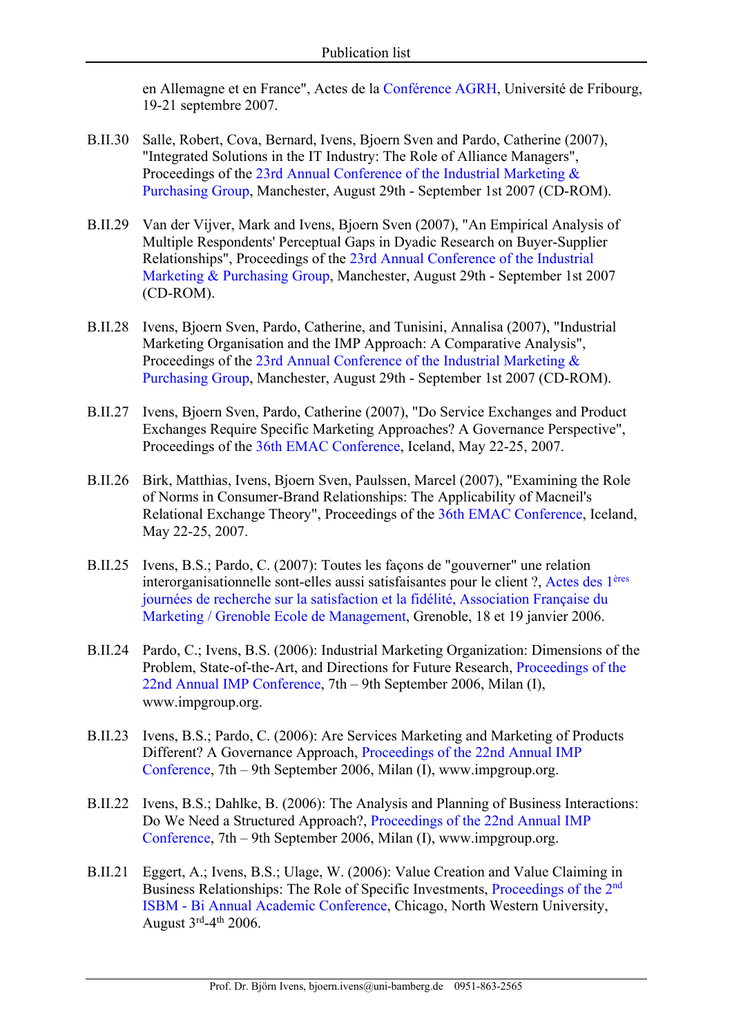en Allemagne et en France", Actes de la Conférence AGRH, Université de Fribourg, 19-21 septembre 2007.

B.II.30 Salle, Robert, Cova, Bernard, Ivens, Bjoern Sven and Pardo, Catherine (2007), "Integrated Solutions in the IT Industry: The Role of Alliance Managers", Proceedings of the 23rd Annual Conference of the Industrial Marketing & Purchasing Group, Manchester, August 29th - September 1st 2007 (CD-ROM).

B.II.29 Van der Vijver, Mark and Ivens, Bjoern Sven (2007), "An Empirical Analysis of Multiple Respondents' Perceptual Gaps in Dyadic Research on Buyer-Supplier Relationships", Proceedings of the 23rd Annual Conference of the Industrial Marketing & Purchasing Group, Manchester, August 29th - September 1st 2007 (CD-ROM).

B.II.28 Ivens, Bjoern Sven, Pardo, Catherine, and Tunisini, Annalisa (2007), "Industrial Marketing Organisation and the IMP Approach: A Comparative Analysis", Proceedings of the 23rd Annual Conference of the Industrial Marketing & Purchasing Group, Manchester, August 29th - September 1st 2007 (CD-ROM).

B.II.27 Ivens, Bjoern Sven, Pardo, Catherine (2007), "Do Service Exchanges and Product Exchanges Require Specific Marketing Approaches? A Governance Perspective", Proceedings of the 36th EMAC Conference, Iceland, May 22-25, 2007.

B.II.26 Birk, Matthias, Ivens, Bjoern Sven, Paulssen, Marcel (2007), "Examining the Role of Norms in Consumer-Brand Relationships: The Applicability of Macneil's Relational Exchange Theory", Proceedings of the 36th EMAC Conference, Iceland, May 22-25, 2007.

B.II.25 Ivens, B.S.; Pardo, C. (2007): Toutes les façons de "gouverner" une relation interorganisationnelle sont-elles aussi satisfaisantes pour le client ?, Actes des 1ères journées de recherche sur la satisfaction et la fidélité, Association Française du Marketing / Grenoble Ecole de Management, Grenoble, 18 et 19 janvier 2006.

B.II.24 Pardo, C.; Ivens, B.S. (2006): Industrial Marketing Organization: Dimensions of the Problem, State-of-the-Art, and Directions for Future Research, Proceedings of the 22nd Annual IMP Conference, 7th – 9th September 2006, Milan (I), www.impgroup.org.

B.II.23 Ivens, B.S.; Pardo, C. (2006): Are Services Marketing and Marketing of Products Different? A Governance Approach, Proceedings of the 22nd Annual IMP Conference, 7th – 9th September 2006, Milan (I), www.impgroup.org.

B.II.22 Ivens, B.S.; Dahlke, B. (2006): The Analysis and Planning of Business Interactions: Do We Need a Structured Approach?, Proceedings of the 22nd Annual IMP Conference, 7th – 9th September 2006, Milan (I), www.impgroup.org.

B.II.21 Eggert, A.; Ivens, B.S.; Ulage, W. (2006): Value Creation and Value Claiming in Business Relationships: The Role of Specific Investments, Proceedings of the 2nd ISBM - Bi Annual Academic Conference, Chicago, North Western University, August 3rd-4th 2006.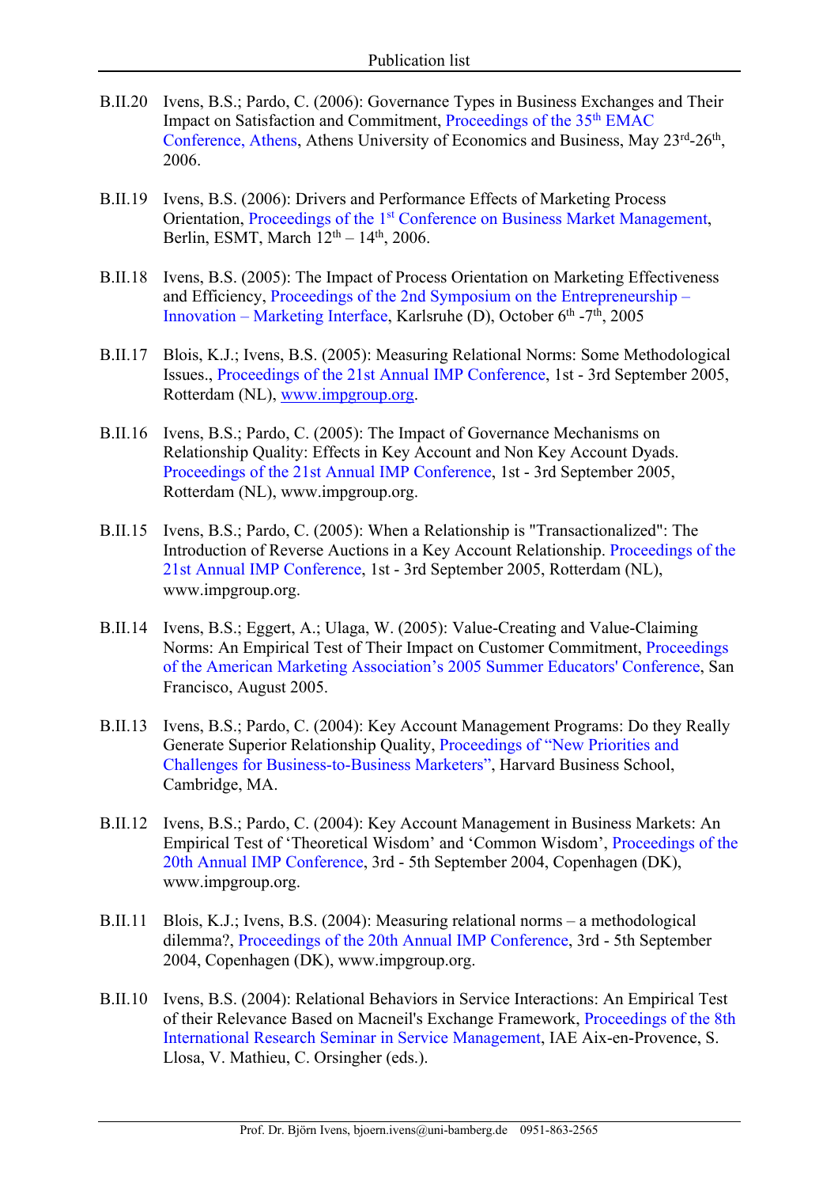B.II.20 Ivens, B.S.; Pardo, C. (2006): Governance Types in Business Exchanges and Their Impact on Satisfaction and Commitment, Proceedings of the 35th EMAC Conference, Athens, Athens University of Economics and Business, May 23rd-26th, 2006.

B.II.19 Ivens, B.S. (2006): Drivers and Performance Effects of Marketing Process Orientation, Proceedings of the 1st Conference on Business Market Management, Berlin, ESMT, March 12th – 14th, 2006.

B.II.18 Ivens, B.S. (2005): The Impact of Process Orientation on Marketing Effectiveness and Efficiency, Proceedings of the 2nd Symposium on the Entrepreneurship – Innovation – Marketing Interface, Karlsruhe (D), October 6th -7th, 2005

B.II.17 Blois, K.J.; Ivens, B.S. (2005): Measuring Relational Norms: Some Methodological Issues., Proceedings of the 21st Annual IMP Conference, 1st - 3rd September 2005, Rotterdam (NL), www.impgroup.org.

B.II.16 Ivens, B.S.; Pardo, C. (2005): The Impact of Governance Mechanisms on Relationship Quality: Effects in Key Account and Non Key Account Dyads. Proceedings of the 21st Annual IMP Conference, 1st - 3rd September 2005, Rotterdam (NL), www.impgroup.org.

B.II.15 Ivens, B.S.; Pardo, C. (2005): When a Relationship is "Transactionalized": The Introduction of Reverse Auctions in a Key Account Relationship. Proceedings of the 21st Annual IMP Conference, 1st - 3rd September 2005, Rotterdam (NL), www.impgroup.org.

B.II.14 Ivens, B.S.; Eggert, A.; Ulaga, W. (2005): Value-Creating and Value-Claiming Norms: An Empirical Test of Their Impact on Customer Commitment, Proceedings of the American Marketing Association's 2005 Summer Educators' Conference, San Francisco, August 2005.

B.II.13 Ivens, B.S.; Pardo, C. (2004): Key Account Management Programs: Do they Really Generate Superior Relationship Quality, Proceedings of "New Priorities and Challenges for Business-to-Business Marketers", Harvard Business School, Cambridge, MA.

B.II.12 Ivens, B.S.; Pardo, C. (2004): Key Account Management in Business Markets: An Empirical Test of 'Theoretical Wisdom' and 'Common Wisdom', Proceedings of the 20th Annual IMP Conference, 3rd - 5th September 2004, Copenhagen (DK), www.impgroup.org.

B.II.11 Blois, K.J.; Ivens, B.S (2004): Measuring relational norms – a methodological dilemma?, Proceedings of the 20th Annual IMP Conference, 3rd - 5th September 2004, Copenhagen (DK), www.impgroup.org.

B.II.10 Ivens, B.S. (2004): Relational Behaviors in Service Interactions: An Empirical Test of their Relevance Based on Macneil's Exchange Framework, Proceedings of the 8th International Research Seminar in Service Management, IAE Aix-en-Provence, S. Llosa, V. Mathieu, C. Orsingher (eds.).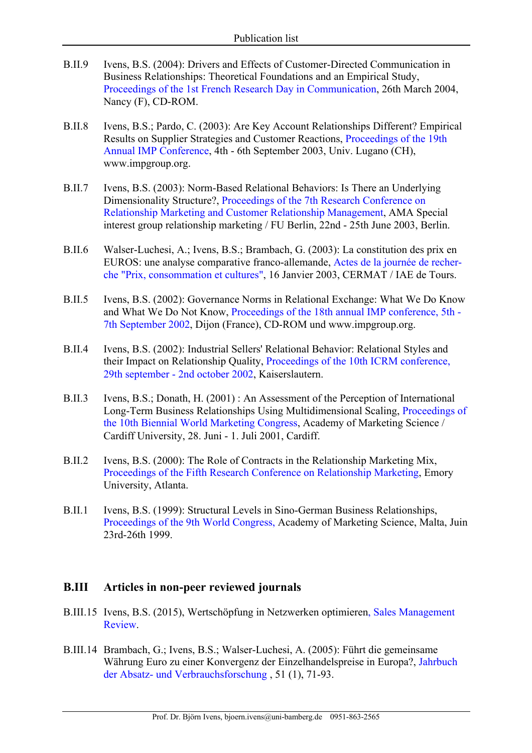B.II.9 Ivens, B.S. (2004): Drivers and Effects of Customer-Directed Communication in Business Relationships: Theoretical Foundations and an Empirical Study, Proceedings of the 1st French Research Day in Communication, 26th March 2004, Nancy (F), CD-ROM.

B.II.8 Ivens, B.S.; Pardo, C. (2003): Are Key Account Relationships Different? Empirical Results on Supplier Strategies and Customer Reactions, Proceedings of the 19th Annual IMP Conference, 4th - 6th September 2003, Univ. Lugano (CH), www.impgroup.org.

B.II.7 Ivens, B.S. (2003): Norm-Based Relational Behaviors: Is There an Underlying Dimensionality Structure?, Proceedings of the 7th Research Conference on Relationship Marketing and Customer Relationship Management, AMA Special interest group relationship marketing / FU Berlin, 22nd - 25th June 2003, Berlin.

B.II.6 Walser-Luchesi, A.; Ivens, B.S.; Brambach, G. (2003): La constitution des prix en EUROS: une analyse comparative franco-allemande, Actes de la journée de recherche "Prix, consommation et cultures", 16 Janvier 2003, CERMAT / IAE de Tours.

B.II.5 Ivens, B.S. (2002): Governance Norms in Relational Exchange: What We Do Know and What We Do Not Know, Proceedings of the 18th annual IMP conference, 5th - 7th September 2002, Dijon (France), CD-ROM und www.impgroup.org.

B.II.4 Ivens, B.S. (2002): Industrial Sellers' Relational Behavior: Relational Styles and their Impact on Relationship Quality, Proceedings of the 10th ICRM conference, 29th september - 2nd october 2002, Kaiserslautern.

B.II.3 Ivens, B.S.; Donath, H. (2001) : An Assessment of the Perception of International Long-Term Business Relationships Using Multidimensional Scaling, Proceedings of the 10th Biennial World Marketing Congress, Academy of Marketing Science / Cardiff University, 28. Juni - 1. Juli 2001, Cardiff.

B.II.2 Ivens, B.S. (2000): The Role of Contracts in the Relationship Marketing Mix, Proceedings of the Fifth Research Conference on Relationship Marketing, Emory University, Atlanta.

B.II.1 Ivens, B.S. (1999): Structural Levels in Sino-German Business Relationships, Proceedings of the 9th World Congress, Academy of Marketing Science, Malta, Juin 23rd-26th 1999.

## B.III Articles in non-peer reviewed journals

B.III.15 Ivens, B.S. (2015), Wertschöpfung in Netzwerken optimieren, Sales Management Review.

B.III.14 Brambach, G.; Ivens, B.S.; Walser-Luchesi, A. (2005): Führt die gemeinsame Währung Euro zu einer Konvergenz der Einzelhandelspreise in Europa?, Jahrbuch der Absatz- und Verbrauchsforschung , 51 (1), 71-93.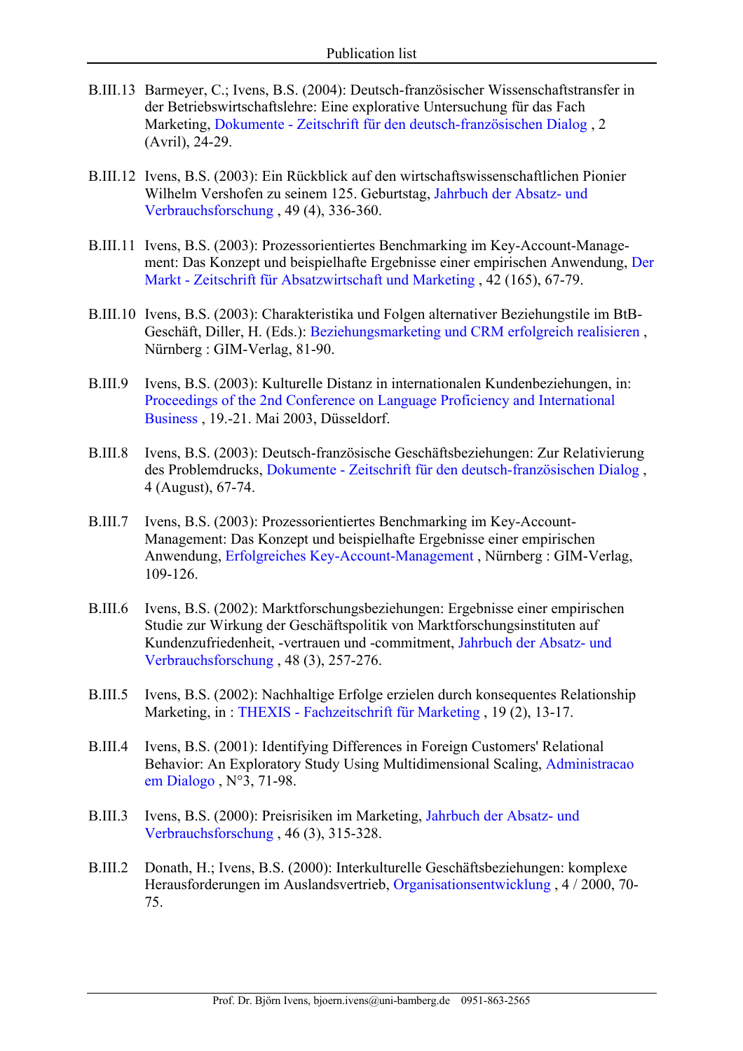B.III.13 Barmeyer, C.; Ivens, B.S. (2004): Deutsch-französischer Wissenschaftstransfer in der Betriebswirtschaftslehre: Eine explorative Untersuchung für das Fach Marketing, Dokumente - Zeitschrift für den deutsch-französischen Dialog , 2 (Avril), 24-29.

B.III.12 Ivens, B.S. (2003): Ein Rückblick auf den wirtschaftswissenschaftlichen Pionier Wilhelm Vershofen zu seinem 125. Geburtstag, Jahrbuch der Absatz- und Verbrauchsforschung , 49 (4), 336-360.

B.III.11 Ivens, B.S. (2003): Prozessorientiertes Benchmarking im Key-Account-Management: Das Konzept und beispielhafte Ergebnisse einer empirischen Anwendung, Der Markt - Zeitschrift für Absatzwirtschaft und Marketing , 42 (165), 67-79.

B.III.10 Ivens, B.S. (2003): Charakteristika und Folgen alternativer Beziehungsstile im BtB-Geschäft, Diller, H. (Eds.): Beziehungsmarketing und CRM erfolgreich realisieren , Nürnberg : GIM-Verlag, 81-90.

B.III.9 Ivens, B.S. (2003): Kulturelle Distanz in internationalen Kundenbeziehungen, in: Proceedings of the 2nd Conference on Language Proficiency and International Business , 19.-21. Mai 2003, Düsseldorf.

B.III.8 Ivens, B.S. (2003): Deutsch-französische Geschäftsbeziehungen: Zur Relativierung des Problemdrucks, Dokumente - Zeitschrift für den deutsch-französischen Dialog , 4 (August), 67-74.

B.III.7 Ivens, B.S. (2003): Prozessorientiertes Benchmarking im Key-Account-Management: Das Konzept und beispielhafte Ergebnisse einer empirischen Anwendung, Erfolgreiches Key-Account-Management , Nürnberg : GIM-Verlag, 109-126.

B.III.6 Ivens, B.S. (2002): Marktforschungsbeziehungen: Ergebnisse einer empirischen Studie zur Wirkung der Geschäftspolitik von Marktforschungsinstituten auf Kundenzufriedenheit, -vertrauen und -commitment, Jahrbuch der Absatz- und Verbrauchsforschung , 48 (3), 257-276.

B.III.5 Ivens, B.S. (2002): Nachhaltige Erfolge erzielen durch konsequentes Relationship Marketing, in : THEXIS - Fachzeitschrift für Marketing , 19 (2), 13-17.

B.III.4 Ivens, B.S. (2001): Identifying Differences in Foreign Customers' Relational Behavior: An Exploratory Study Using Multidimensional Scaling, Administracao em Dialogo , N°3, 71-98.

B.III.3 Ivens, B.S. (2000): Preisrisiken im Marketing, Jahrbuch der Absatz- und Verbrauchsforschung , 46 (3), 315-328.

B.III.2 Donath, H.; Ivens, B.S. (2000): Interkulturelle Geschäftsbeziehungen: komplexe Herausforderungen im Auslandsvertrieb, Organisationsentwicklung , 4 / 2000, 70-75.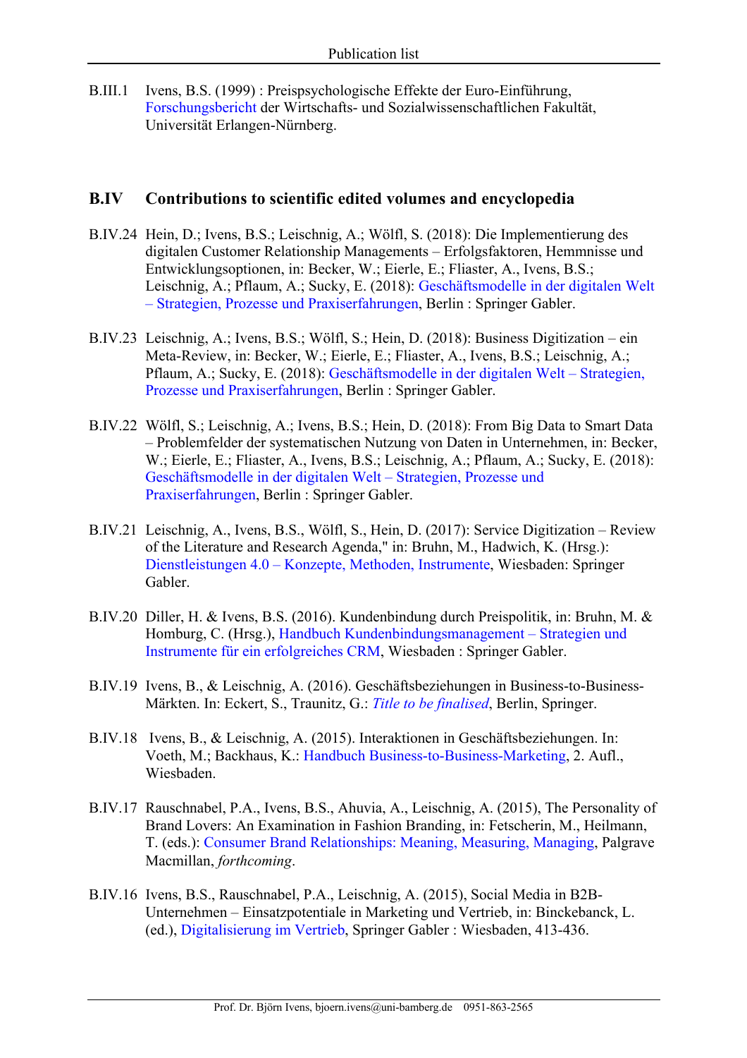B.III.1 Ivens, B.S. (1999) : Preispsychologische Effekte der Euro-Einführung, Forschungsbericht der Wirtschafts- und Sozialwissenschaftlichen Fakultät, Universität Erlangen-Nürnberg.

## B.IV Contributions to scientific edited volumes and encyclopedia

B.IV.24 Hein, D.; Ivens, B.S.; Leischnig, A.; Wölfl, S. (2018): Die Implementierung des digitalen Customer Relationship Managements – Erfolgsfaktoren, Hemmnisse und Entwicklungsoptionen, in: Becker, W.; Eierle, E.; Fliaster, A., Ivens, B.S.; Leischnig, A.; Pflaum, A.; Sucky, E. (2018): Geschäftsmodelle in der digitalen Welt – Strategien, Prozesse und Praxiserfahrungen, Berlin : Springer Gabler.

B.IV.23 Leischnig, A.; Ivens, B.S.; Wölfl, S.; Hein, D. (2018): Business Digitization – ein Meta-Review, in: Becker, W.; Eierle, E.; Fliaster, A., Ivens, B.S.; Leischnig, A.; Pflaum, A.; Sucky, E. (2018): Geschäftsmodelle in der digitalen Welt – Strategien, Prozesse und Praxiserfahrungen, Berlin : Springer Gabler.

B.IV.22 Wölfl, S.; Leischnig, A.; Ivens, B.S.; Hein, D. (2018): From Big Data to Smart Data – Problemfelder der systematischen Nutzung von Daten in Unternehmen, in: Becker, W.; Eierle, E.; Fliaster, A., Ivens, B.S.; Leischnig, A.; Pflaum, A.; Sucky, E. (2018): Geschäftsmodelle in der digitalen Welt – Strategien, Prozesse und Praxiserfahrungen, Berlin : Springer Gabler.

B.IV.21 Leischnig, A., Ivens, B.S., Wölfl, S., Hein, D. (2017): Service Digitization – Review of the Literature and Research Agenda," in: Bruhn, M., Hadwich, K. (Hrsg.): Dienstleistungen 4.0 – Konzepte, Methoden, Instrumente, Wiesbaden: Springer Gabler.

B.IV.20 Diller, H. & Ivens, B.S. (2016). Kundenbindung durch Preispolitik, in: Bruhn, M. & Homburg, C. (Hrsg.), Handbuch Kundenbindungsmanagement – Strategien und Instrumente für ein erfolgreiches CRM, Wiesbaden : Springer Gabler.

B.IV.19 Ivens, B., & Leischnig, A. (2016). Geschäftsbeziehungen in Business-to-Business-Märkten. In: Eckert, S., Traunitz, G.: *Title to be finalised*, Berlin, Springer.

B.IV.18 Ivens, B., & Leischnig, A. (2015). Interaktionen in Geschäftsbeziehungen. In: Voeth, M.; Backhaus, K.: Handbuch Business-to-Business-Marketing, 2. Aufl., Wiesbaden.

B.IV.17 Rauschnabel, P.A., Ivens, B.S., Ahuvia, A., Leischnig, A. (2015), The Personality of Brand Lovers: An Examination in Fashion Branding, in: Fetscherin, M., Heilmann, T. (eds.): Consumer Brand Relationships: Meaning, Measuring, Managing, Palgrave Macmillan, *forthcoming*.

B.IV.16 Ivens, B.S., Rauschnabel, P.A., Leischnig, A. (2015), Social Media in B2B-Unternehmen – Einsatzpotentiale in Marketing und Vertrieb, in: Binckebanck, L. (ed.), Digitalisierung im Vertrieb, Springer Gabler : Wiesbaden, 413-436.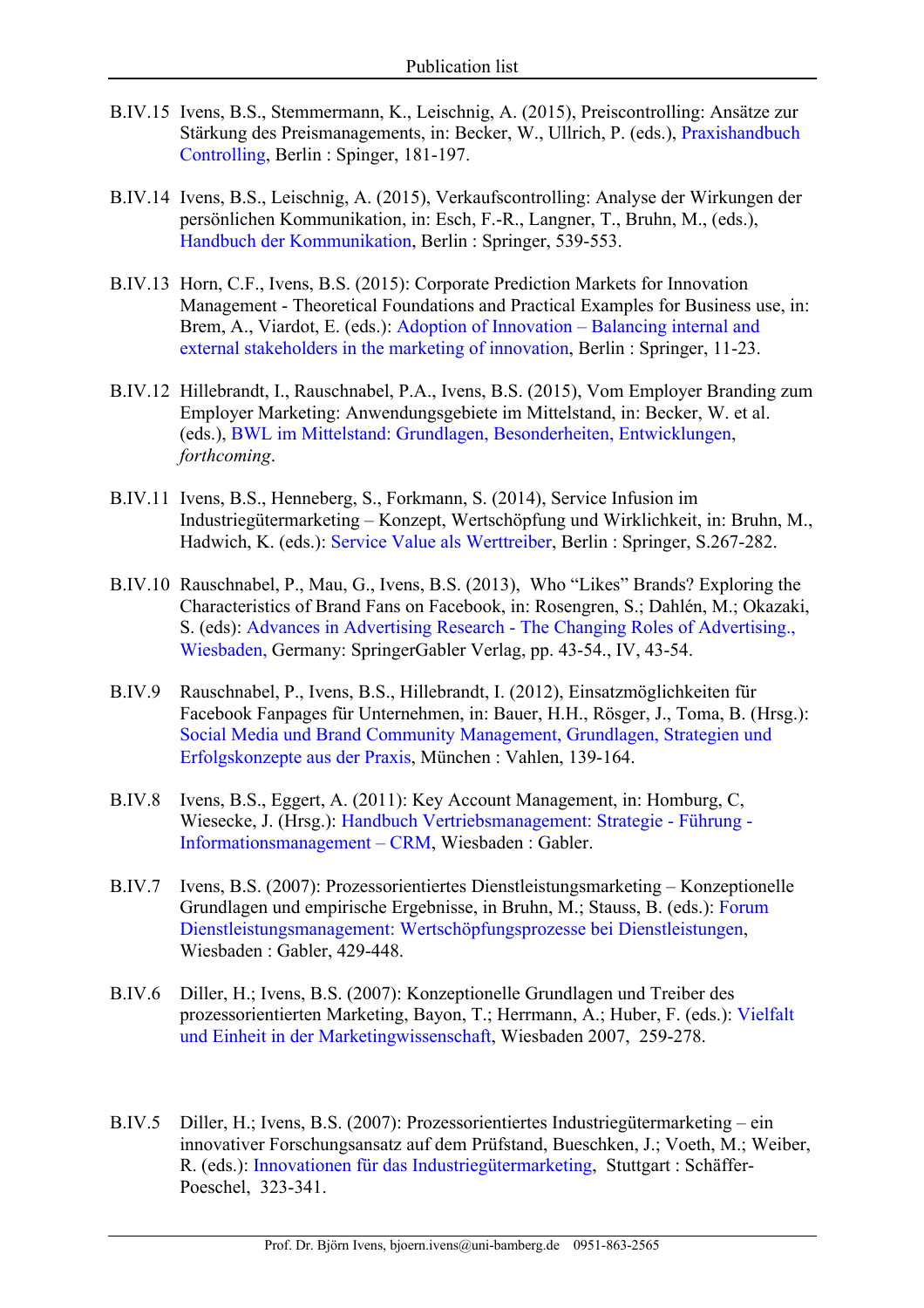B.IV.15 Ivens, B.S., Stemmermann, K., Leischnig, A. (2015), Preiscontrolling: Ansätze zur Stärkung des Preismanagements, in: Becker, W., Ullrich, P. (eds.), Praxishandbuch Controlling, Berlin : Spinger, 181-197.

B.IV.14 Ivens, B.S., Leischnig, A. (2015), Verkaufscontrolling: Analyse der Wirkungen der persönlichen Kommunikation, in: Esch, F.-R., Langner, T., Bruhn, M., (eds.), Handbuch der Kommunikation, Berlin : Springer, 539-553.

B.IV.13 Horn, C.F., Ivens, B.S. (2015): Corporate Prediction Markets for Innovation Management - Theoretical Foundations and Practical Examples for Business use, in: Brem, A., Viardot, E. (eds.): Adoption of Innovation – Balancing internal and external stakeholders in the marketing of innovation, Berlin : Springer, 11-23.

B.IV.12 Hillebrandt, I., Rauschnabel, P.A., Ivens, B.S. (2015), Vom Employer Branding zum Employer Marketing: Anwendungsgebiete im Mittelstand, in: Becker, W. et al. (eds.), BWL im Mittelstand: Grundlagen, Besonderheiten, Entwicklungen, *forthcoming*.

B.IV.11 Ivens, B.S., Henneberg, S., Forkmann, S. (2014), Service Infusion im Industriegütermarketing – Konzept, Wertschöpfung und Wirklichkeit, in: Bruhn, M., Hadwich, K. (eds.): Service Value als Werttreiber, Berlin : Springer, S.267-282.

B.IV.10 Rauschnabel, P., Mau, G., Ivens, B.S. (2013), Who "Likes" Brands? Exploring the Characteristics of Brand Fans on Facebook, in: Rosengren, S.; Dahlén, M.; Okazaki, S. (eds): Advances in Advertising Research - The Changing Roles of Advertising., Wiesbaden, Germany: SpringerGabler Verlag, pp. 43-54., IV, 43-54.

B.IV.9 Rauschnabel, P., Ivens, B.S., Hillebrandt, I. (2012), Einsatzmöglichkeiten für Facebook Fanpages für Unternehmen, in: Bauer, H.H., Rösger, J., Toma, B. (Hrsg.): Social Media und Brand Community Management, Grundlagen, Strategien und Erfolgskonzepte aus der Praxis, München : Vahlen, 139-164.

B.IV.8 Ivens, B.S., Eggert, A. (2011): Key Account Management, in: Homburg, C, Wiesecke, J. (Hrsg.): Handbuch Vertriebsmanagement: Strategie - Führung - Informationsmanagement – CRM, Wiesbaden : Gabler.

B.IV.7 Ivens, B.S. (2007): Prozessorientiertes Dienstleistungsmarketing – Konzeptionelle Grundlagen und empirische Ergebnisse, in Bruhn, M.; Stauss, B. (eds.): Forum Dienstleistungsmanagement: Wertschöpfungsprozesse bei Dienstleistungen, Wiesbaden : Gabler, 429-448.

B.IV.6 Diller, H.; Ivens, B.S. (2007): Konzeptionelle Grundlagen und Treiber des prozessorientierten Marketing, Bayon, T.; Herrmann, A.; Huber, F. (eds.): Vielfalt und Einheit in der Marketingwissenschaft, Wiesbaden 2007, 259-278.

B.IV.5 Diller, H.; Ivens, B.S. (2007): Prozessorientiertes Industriegütermarketing – ein innovativer Forschungsansatz auf dem Prüfstand, Bueschken, J.; Voeth, M.; Weiber, R. (eds.): Innovationen für das Industriegütermarketing, Stuttgart : Schäffer-Poeschel, 323-341.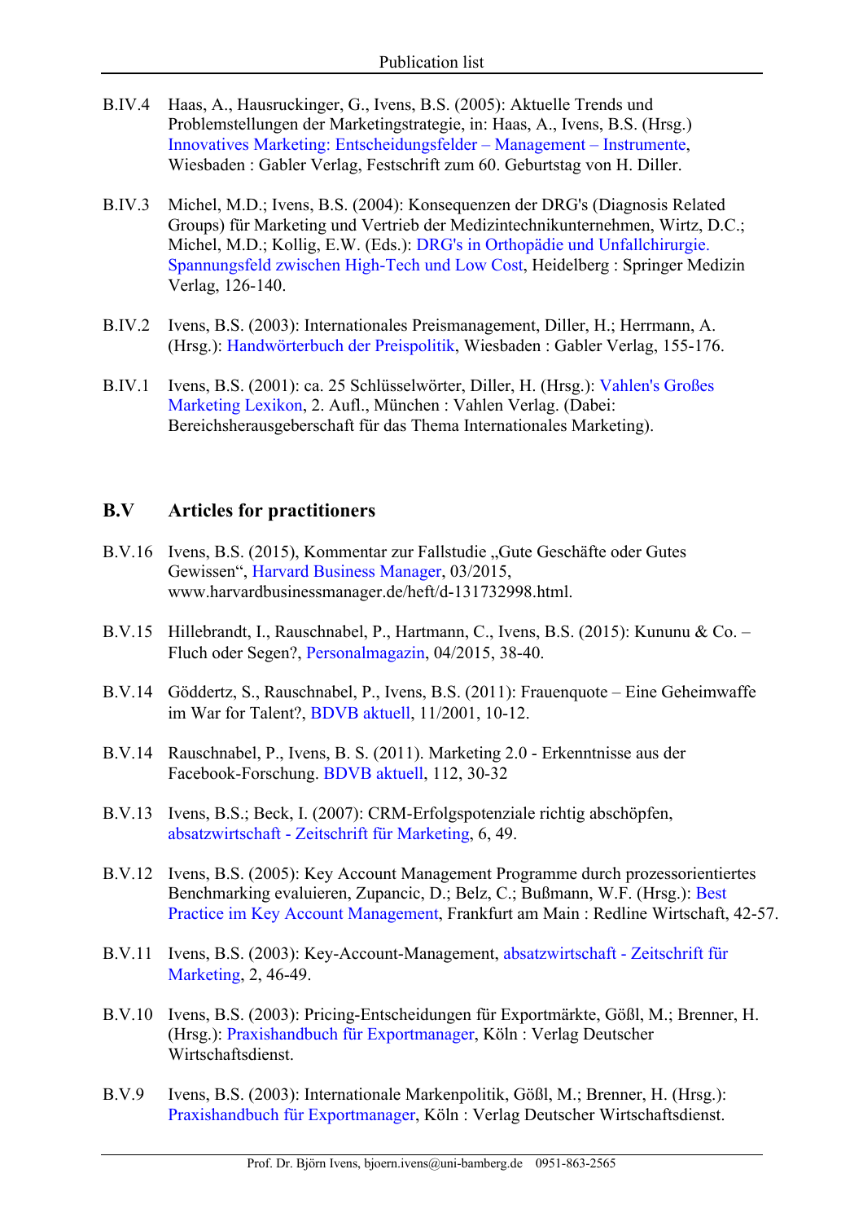B.IV.4 Haas, A., Hausruckinger, G., Ivens, B.S. (2005): Aktuelle Trends und Problemstellungen der Marketingstrategie, in: Haas, A., Ivens, B.S. (Hrsg.) Innovatives Marketing: Entscheidungsfelder – Management – Instrumente, Wiesbaden : Gabler Verlag, Festschrift zum 60. Geburtstag von H. Diller.

B.IV.3 Michel, M.D.; Ivens, B.S. (2004): Konsequenzen der DRG's (Diagnosis Related Groups) für Marketing und Vertrieb der Medizintechnikunternehmen, Wirtz, D.C.; Michel, M.D.; Kollig, E.W. (Eds.): DRG's in Orthopädie und Unfallchirurgie. Spannungsfeld zwischen High-Tech und Low Cost, Heidelberg : Springer Medizin Verlag, 126-140.

B.IV.2 Ivens, B.S. (2003): Internationales Preismanagement, Diller, H.; Herrmann, A. (Hrsg.): Handwörterbuch der Preispolitik, Wiesbaden : Gabler Verlag, 155-176.

B.IV.1 Ivens, B.S. (2001): ca. 25 Schlüsselwörter, Diller, H. (Hrsg.): Vahlen's Großes Marketing Lexikon, 2. Aufl., München : Vahlen Verlag. (Dabei: Bereichsherausgeberschaft für das Thema Internationales Marketing).

## B.V Articles for practitioners

B.V.16 Ivens, B.S. (2015), Kommentar zur Fallstudie „Gute Geschäfte oder Gutes Gewissen", Harvard Business Manager, 03/2015, www.harvardbusinessmanager.de/heft/d-131732998.html.

B.V.15 Hillebrandt, I., Rauschnabel, P., Hartmann, C., Ivens, B.S. (2015): Kununu & Co. – Fluch oder Segen?, Personalmagazin, 04/2015, 38-40.

B.V.14 Göddertz, S., Rauschnabel, P., Ivens, B.S. (2011): Frauenquote – Eine Geheimwaffe im War for Talent?, BDVB aktuell, 11/2001, 10-12.

B.V.14 Rauschnabel, P., Ivens, B. S. (2011). Marketing 2.0 - Erkenntnisse aus der Facebook-Forschung. BDVB aktuell, 112, 30-32

B.V.13 Ivens, B.S.; Beck, I. (2007): CRM-Erfolgspotenziale richtig abschöpfen, absatzwirtschaft - Zeitschrift für Marketing, 6, 49.

B.V.12 Ivens, B.S. (2005): Key Account Management Programme durch prozessorientiertes Benchmarking evaluieren, Zupancic, D.; Belz, C.; Bußmann, W.F. (Hrsg.): Best Practice im Key Account Management, Frankfurt am Main : Redline Wirtschaft, 42-57.

B.V.11 Ivens, B.S. (2003): Key-Account-Management, absatzwirtschaft - Zeitschrift für Marketing, 2, 46-49.

B.V.10 Ivens, B.S. (2003): Pricing-Entscheidungen für Exportmärkte, Gößl, M.; Brenner, H. (Hrsg.): Praxishandbuch für Exportmanager, Köln : Verlag Deutscher Wirtschaftsdienst.

B.V.9 Ivens, B.S. (2003): Internationale Markenpolitik, Gößl, M.; Brenner, H. (Hrsg.): Praxishandbuch für Exportmanager, Köln : Verlag Deutscher Wirtschaftsdienst.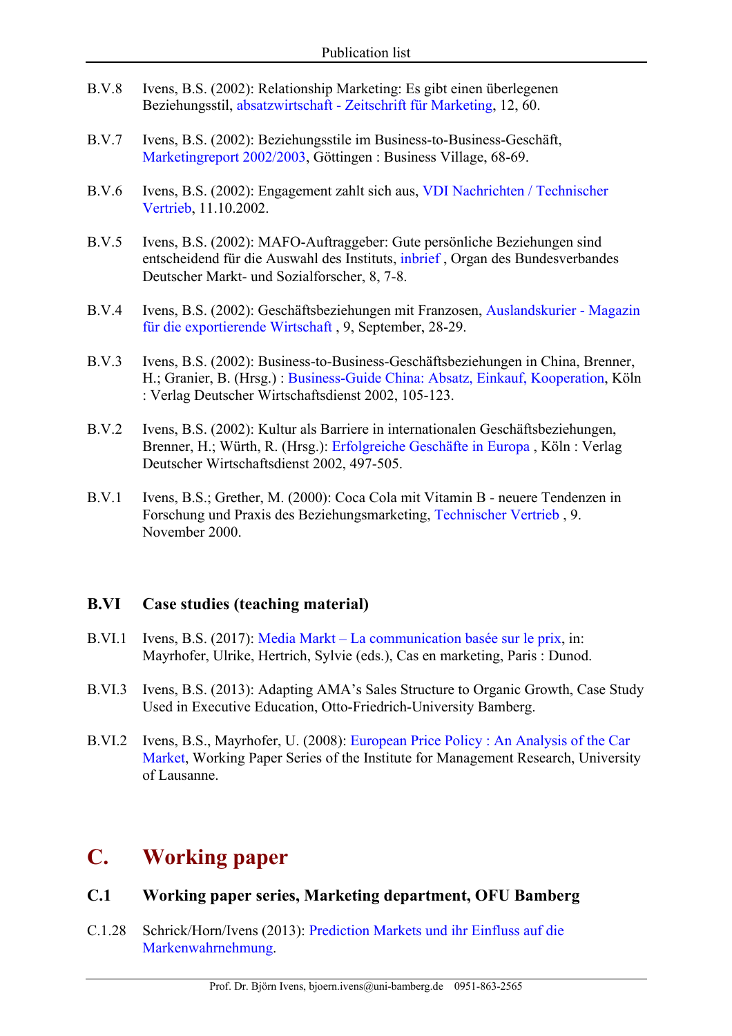B.V.8 Ivens, B.S. (2002): Relationship Marketing: Es gibt einen überlegenen Beziehungsstil, absatzwirtschaft - Zeitschrift für Marketing, 12, 60.

B.V.7 Ivens, B.S. (2002): Beziehungsstile im Business-to-Business-Geschäft, Marketingreport 2002/2003, Göttingen : Business Village, 68-69.

B.V.6 Ivens, B.S. (2002): Engagement zahlt sich aus, VDI Nachrichten / Technischer Vertrieb, 11.10.2002.

B.V.5 Ivens, B.S. (2002): MAFO-Auftraggeber: Gute persönliche Beziehungen sind entscheidend für die Auswahl des Instituts, inbrief , Organ des Bundesverbandes Deutscher Markt- und Sozialforscher, 8, 7-8.

B.V.4 Ivens, B.S. (2002): Geschäftsbeziehungen mit Franzosen, Auslandskurier - Magazin für die exportierende Wirtschaft , 9, September, 28-29.

B.V.3 Ivens, B.S. (2002): Business-to-Business-Geschäftsbeziehungen in China, Brenner, H.; Granier, B. (Hrsg.) : Business-Guide China: Absatz, Einkauf, Kooperation, Köln : Verlag Deutscher Wirtschaftsdienst 2002, 105-123.

B.V.2 Ivens, B.S. (2002): Kultur als Barriere in internationalen Geschäftsbeziehungen, Brenner, H.; Würth, R. (Hrsg.): Erfolgreiche Geschäfte in Europa , Köln : Verlag Deutscher Wirtschaftsdienst 2002, 497-505.

B.V.1 Ivens, B.S.; Grether, M. (2000): Coca Cola mit Vitamin B - neuere Tendenzen in Forschung und Praxis des Beziehungsmarketing, Technischer Vertrieb , 9. November 2000.

### B.VI Case studies (teaching material)

B.VI.1 Ivens, B.S. (2017): Media Markt – La communication basée sur le prix, in: Mayrhofer, Ulrike, Hertrich, Sylvie (eds.), Cas en marketing, Paris : Dunod.

B.VI.3 Ivens, B.S. (2013): Adapting AMA's Sales Structure to Organic Growth, Case Study Used in Executive Education, Otto-Friedrich-University Bamberg.

B.VI.2 Ivens, B.S., Mayrhofer, U. (2008): European Price Policy : An Analysis of the Car Market, Working Paper Series of the Institute for Management Research, University of Lausanne.

## C. Working paper

### C.1 Working paper series, Marketing department, OFU Bamberg

C.1.28 Schrick/Horn/Ivens (2013): Prediction Markets und ihr Einfluss auf die Markenwahrnehmung.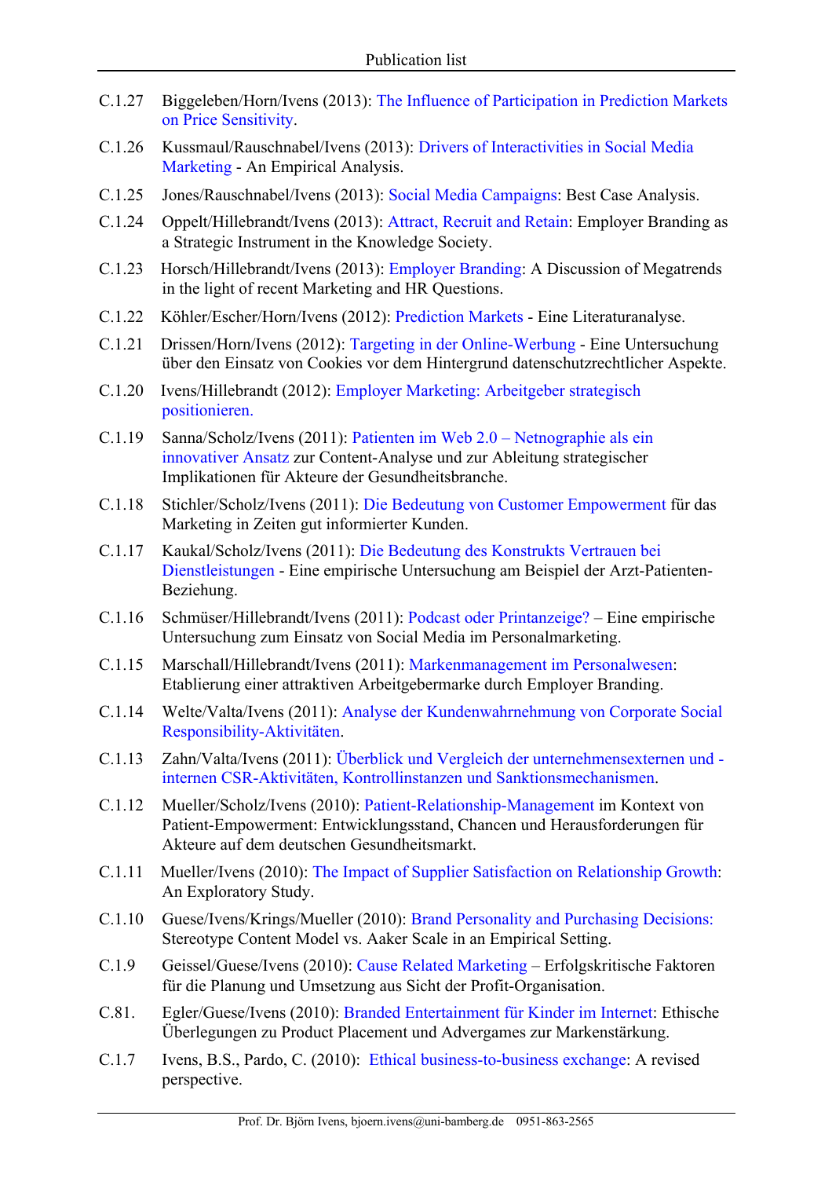C.1.27 Biggeleben/Horn/Ivens (2013): The Influence of Participation in Prediction Markets on Price Sensitivity.

C.1.26 Kussmaul/Rauschnabel/Ivens (2013): Drivers of Interactivities in Social Media Marketing - An Empirical Analysis.

C.1.25 Jones/Rauschnabel/Ivens (2013): Social Media Campaigns: Best Case Analysis.

C.1.24 Oppelt/Hillebrandt/Ivens (2013): Attract, Recruit and Retain: Employer Branding as a Strategic Instrument in the Knowledge Society.

C.1.23 Horsch/Hillebrandt/Ivens (2013): Employer Branding: A Discussion of Megatrends in the light of recent Marketing and HR Questions.

C.1.22 Köhler/Escher/Horn/Ivens (2012): Prediction Markets - Eine Literaturanalyse.

C.1.21 Drissen/Horn/Ivens (2012): Targeting in der Online-Werbung - Eine Untersuchung über den Einsatz von Cookies vor dem Hintergrund datenschutzrechtlicher Aspekte.

C.1.20 Ivens/Hillebrandt (2012): Employer Marketing: Arbeitgeber strategisch positionieren.

C.1.19 Sanna/Scholz/Ivens (2011): Patienten im Web 2.0 – Netnographie als ein innovativer Ansatz zur Content-Analyse und zur Ableitung strategischer Implikationen für Akteure der Gesundheitsbranche.

C.1.18 Stichler/Scholz/Ivens (2011): Die Bedeutung von Customer Empowerment für das Marketing in Zeiten gut informierter Kunden.

C.1.17 Kaukal/Scholz/Ivens (2011): Die Bedeutung des Konstrukts Vertrauen bei Dienstleistungen - Eine empirische Untersuchung am Beispiel der Arzt-Patienten-Beziehung.

C.1.16 Schmüser/Hillebrandt/Ivens (2011): Podcast oder Printanzeige? – Eine empirische Untersuchung zum Einsatz von Social Media im Personalmarketing.

C.1.15 Marschall/Hillebrandt/Ivens (2011): Markenmanagement im Personalwesen: Etablierung einer attraktiven Arbeitgebermarke durch Employer Branding.

C.1.14 Welte/Valta/Ivens (2011): Analyse der Kundenwahrnehmung von Corporate Social Responsibility-Aktivitäten.

C.1.13 Zahn/Valta/Ivens (2011): Überblick und Vergleich der unternehmensexternen und -internen CSR-Aktivitäten, Kontrollinstanzen und Sanktionsmechanismen.

C.1.12 Mueller/Scholz/Ivens (2010): Patient-Relationship-Management im Kontext von Patient-Empowerment: Entwicklungsstand, Chancen und Herausforderungen für Akteure auf dem deutschen Gesundheitsmarkt.

C.1.11 Mueller/Ivens (2010): The Impact of Supplier Satisfaction on Relationship Growth: An Exploratory Study.

C.1.10 Guese/Ivens/Krings/Mueller (2010): Brand Personality and Purchasing Decisions: Stereotype Content Model vs. Aaker Scale in an Empirical Setting.

C.1.9 Geissel/Guese/Ivens (2010): Cause Related Marketing – Erfolgskritische Faktoren für die Planung und Umsetzung aus Sicht der Profit-Organisation.

C.81. Egler/Guese/Ivens (2010): Branded Entertainment für Kinder im Internet: Ethische Überlegungen zu Product Placement und Advergames zur Markenstärkung.

C.1.7 Ivens, B.S., Pardo, C. (2010): Ethical business-to-business exchange: A revised perspective.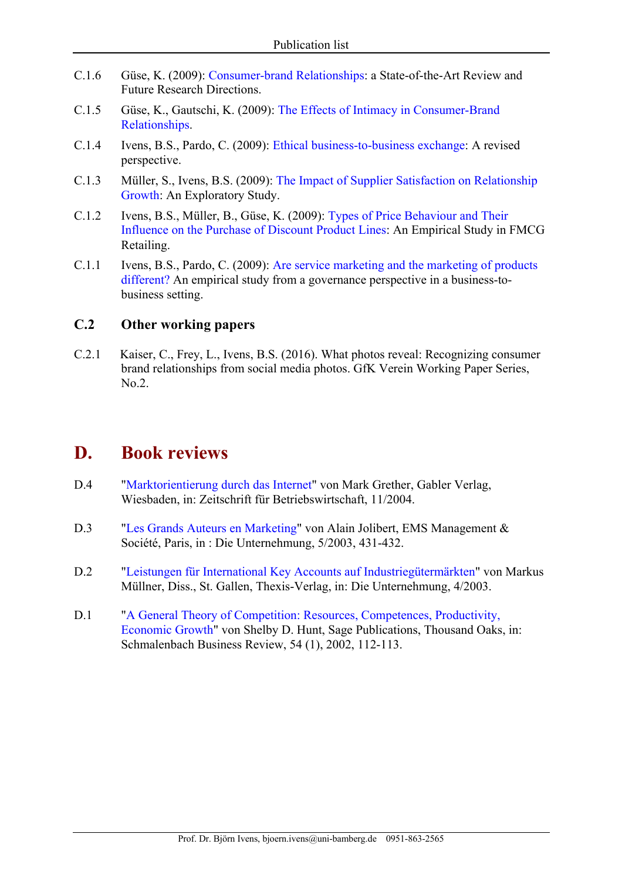C.1.6 Güse, K. (2009): Consumer-brand Relationships: a State-of-the-Art Review and Future Research Directions.

C.1.5 Güse, K., Gautschi, K. (2009): The Effects of Intimacy in Consumer-Brand Relationships.

C.1.4 Ivens, B.S., Pardo, C. (2009): Ethical business-to-business exchange: A revised perspective.

C.1.3 Müller, S., Ivens, B.S. (2009): The Impact of Supplier Satisfaction on Relationship Growth: An Exploratory Study.

C.1.2 Ivens, B.S., Müller, B., Güse, K. (2009): Types of Price Behaviour and Their Influence on the Purchase of Discount Product Lines: An Empirical Study in FMCG Retailing.

C.1.1 Ivens, B.S., Pardo, C. (2009): Are service marketing and the marketing of products different? An empirical study from a governance perspective in a business-to-business setting.

### C.2 Other working papers

C.2.1 Kaiser, C., Frey, L., Ivens, B.S. (2016). What photos reveal: Recognizing consumer brand relationships from social media photos. GfK Verein Working Paper Series, No.2.

## D. Book reviews

D.4 "Marktorientierung durch das Internet" von Mark Grether, Gabler Verlag, Wiesbaden, in: Zeitschrift für Betriebswirtschaft, 11/2004.

D.3 "Les Grands Auteurs en Marketing" von Alain Jolibert, EMS Management & Société, Paris, in : Die Unternehmung, 5/2003, 431-432.

D.2 "Leistungen für International Key Accounts auf Industriegütermärkten" von Markus Müllner, Diss., St. Gallen, Thexis-Verlag, in: Die Unternehmung, 4/2003.

D.1 "A General Theory of Competition: Resources, Competences, Productivity, Economic Growth" von Shelby D. Hunt, Sage Publications, Thousand Oaks, in: Schmalenbach Business Review, 54 (1), 2002, 112-113.